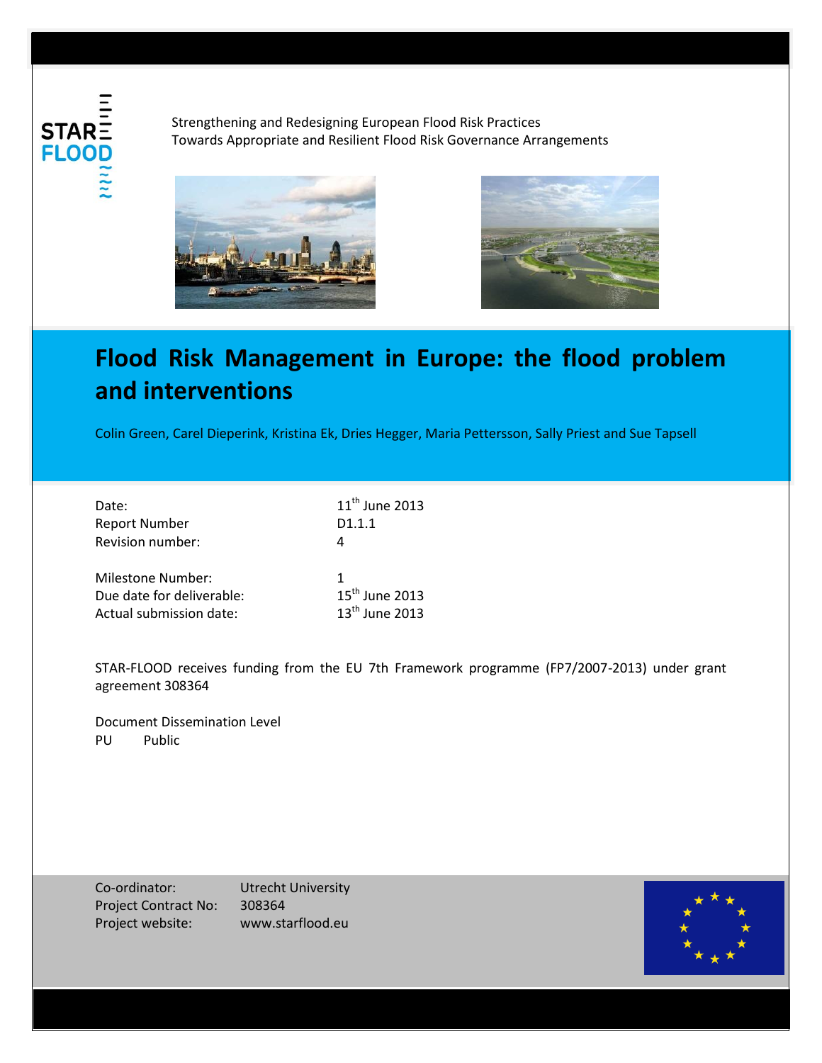STAR FLOOD

Strengthening and Redesigning European Flood Risk Practices
Towards Appropriate and Resilient Flood Risk Governance Arrangements

# Flood Risk Management in Europe: the flood problem and interventions

Colin Green, Carel Dieperink, Kristina Ek, Dries Hegger, Maria Pettersson, Sally Priest and Sue Tapsell

| | |
|---|---|
| Date: | 11th June 2013 |
| Report Number | D1.1.1 |
| Revision number: | 4 |
| | |
| Milestone Number: | 1 |
| Due date for deliverable: | 15th June 2013 |
| Actual submission date: | 13th June 2013 |

STAR-FLOOD receives funding from the EU 7th Framework programme (FP7/2007-2013) under grant agreement 308364

Document Dissemination Level
PU Public

| | |
|---|---|
| Co-ordinator: | Utrecht University |
| Project Contract No: | 308364 |
| Project website: | www.starflood.eu |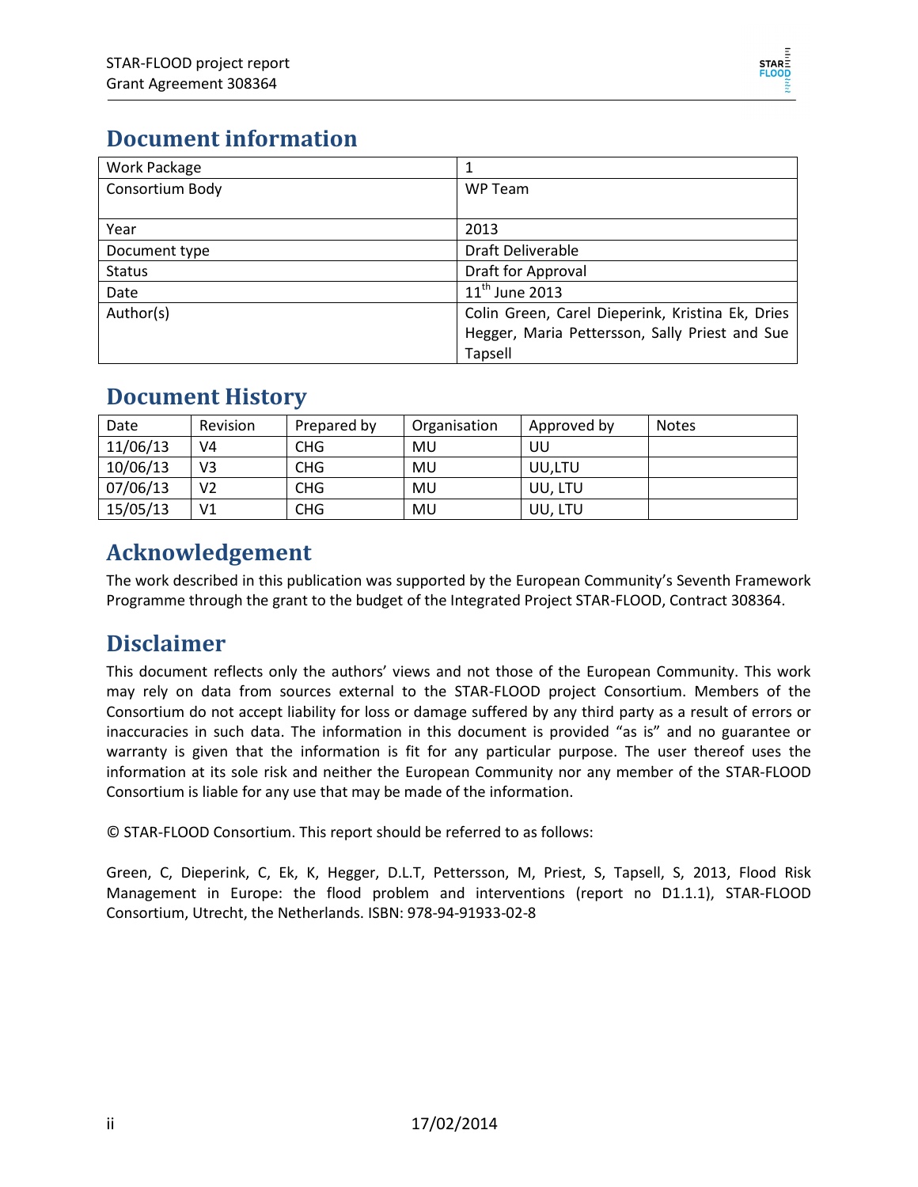## Document information

| Work Package | 1 |
|---|---|
| Consortium Body | WP Team |
| Year | 2013 |
| Document type | Draft Deliverable |
| Status | Draft for Approval |
| Date | 11th June 2013 |
| Author(s) | Colin Green, Carel Dieperink, Kristina Ek, Dries Hegger, Maria Pettersson, Sally Priest and Sue Tapsell |

## Document History

| Date | Revision | Prepared by | Organisation | Approved by | Notes |
|---|---|---|---|---|---|
| 11/06/13 | V4 | CHG | MU | UU | |
| 10/06/13 | V3 | CHG | MU | UU,LTU | |
| 07/06/13 | V2 | CHG | MU | UU, LTU | |
| 15/05/13 | V1 | CHG | MU | UU, LTU | |

## Acknowledgement

The work described in this publication was supported by the European Community's Seventh Framework Programme through the grant to the budget of the Integrated Project STAR-FLOOD, Contract 308364.

## Disclaimer

This document reflects only the authors' views and not those of the European Community. This work may rely on data from sources external to the STAR-FLOOD project Consortium. Members of the Consortium do not accept liability for loss or damage suffered by any third party as a result of errors or inaccuracies in such data. The information in this document is provided "as is" and no guarantee or warranty is given that the information is fit for any particular purpose. The user thereof uses the information at its sole risk and neither the European Community nor any member of the STAR-FLOOD Consortium is liable for any use that may be made of the information.

© STAR-FLOOD Consortium. This report should be referred to as follows:

Green, C, Dieperink, C, Ek, K, Hegger, D.L.T, Pettersson, M, Priest, S, Tapsell, S, 2013, Flood Risk Management in Europe: the flood problem and interventions (report no D1.1.1), STAR-FLOOD Consortium, Utrecht, the Netherlands. ISBN: 978-94-91933-02-8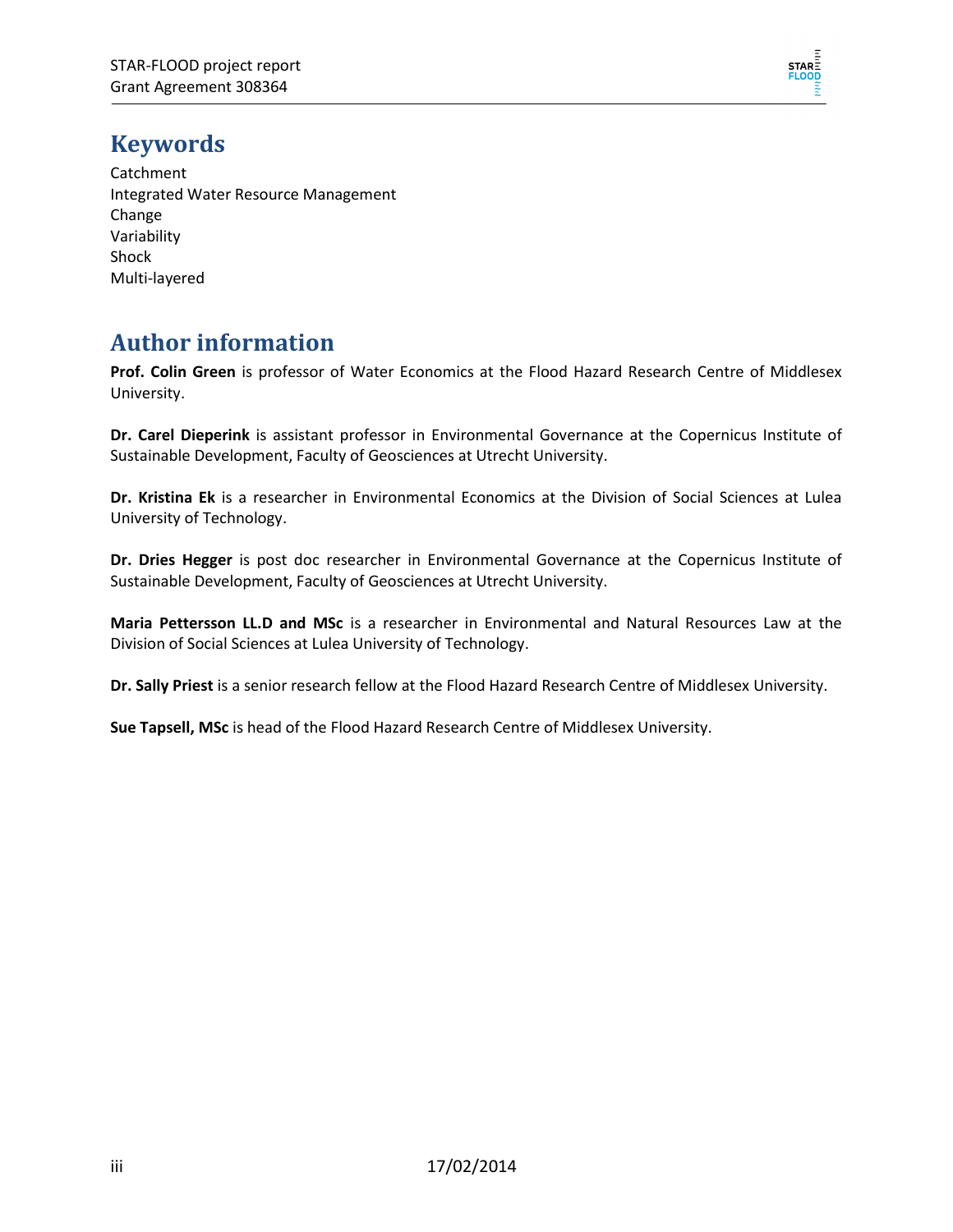# Keywords

Catchment
Integrated Water Resource Management
Change
Variability
Shock
Multi-layered

# Author information

**Prof. Colin Green** is professor of Water Economics at the Flood Hazard Research Centre of Middlesex University.

**Dr. Carel Dieperink** is assistant professor in Environmental Governance at the Copernicus Institute of Sustainable Development, Faculty of Geosciences at Utrecht University.

**Dr. Kristina Ek** is a researcher in Environmental Economics at the Division of Social Sciences at Lulea University of Technology.

**Dr. Dries Hegger** is post doc researcher in Environmental Governance at the Copernicus Institute of Sustainable Development, Faculty of Geosciences at Utrecht University.

**Maria Pettersson LL.D and MSc** is a researcher in Environmental and Natural Resources Law at the Division of Social Sciences at Lulea University of Technology.

**Dr. Sally Priest** is a senior research fellow at the Flood Hazard Research Centre of Middlesex University.

**Sue Tapsell, MSc** is head of the Flood Hazard Research Centre of Middlesex University.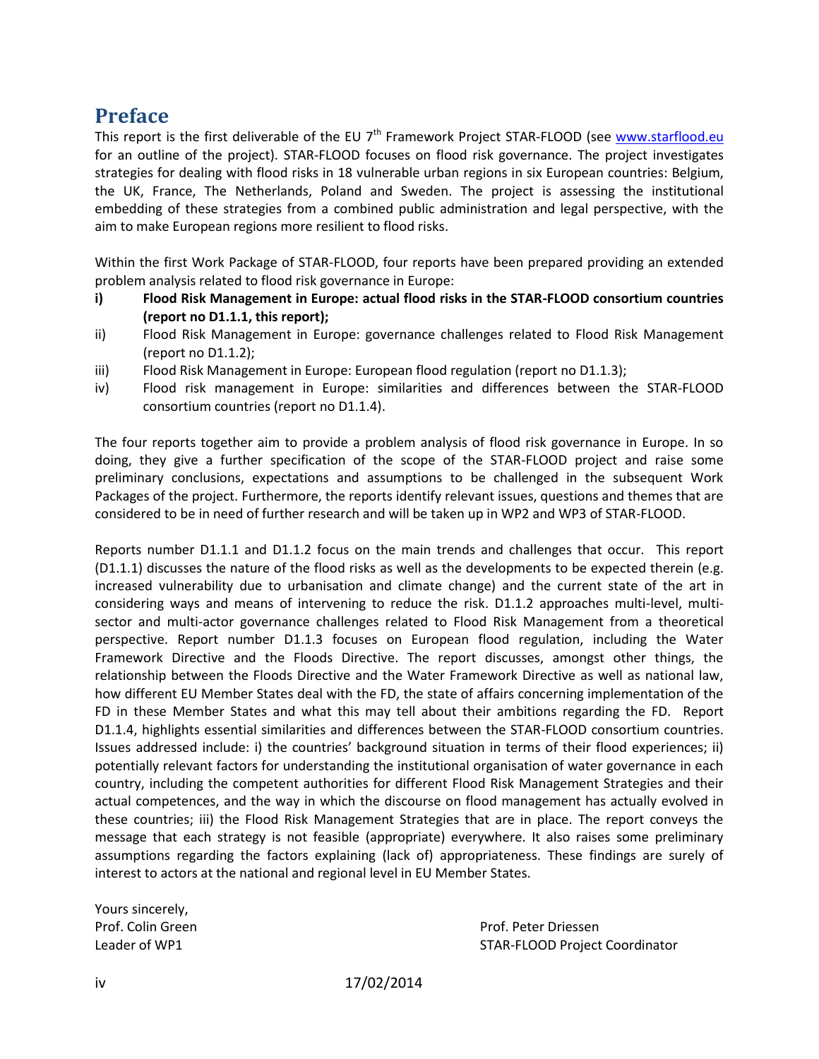# Preface

This report is the first deliverable of the EU 7th Framework Project STAR-FLOOD (see www.starflood.eu for an outline of the project). STAR-FLOOD focuses on flood risk governance. The project investigates strategies for dealing with flood risks in 18 vulnerable urban regions in six European countries: Belgium, the UK, France, The Netherlands, Poland and Sweden. The project is assessing the institutional embedding of these strategies from a combined public administration and legal perspective, with the aim to make European regions more resilient to flood risks.

Within the first Work Package of STAR-FLOOD, four reports have been prepared providing an extended problem analysis related to flood risk governance in Europe:

i) **Flood Risk Management in Europe: actual flood risks in the STAR-FLOOD consortium countries (report no D1.1.1, this report);**

ii) Flood Risk Management in Europe: governance challenges related to Flood Risk Management (report no D1.1.2);

iii) Flood Risk Management in Europe: European flood regulation (report no D1.1.3);

iv) Flood risk management in Europe: similarities and differences between the STAR-FLOOD consortium countries (report no D1.1.4).

The four reports together aim to provide a problem analysis of flood risk governance in Europe. In so doing, they give a further specification of the scope of the STAR-FLOOD project and raise some preliminary conclusions, expectations and assumptions to be challenged in the subsequent Work Packages of the project. Furthermore, the reports identify relevant issues, questions and themes that are considered to be in need of further research and will be taken up in WP2 and WP3 of STAR-FLOOD.

Reports number D1.1.1 and D1.1.2 focus on the main trends and challenges that occur. This report (D1.1.1) discusses the nature of the flood risks as well as the developments to be expected therein (e.g. increased vulnerability due to urbanisation and climate change) and the current state of the art in considering ways and means of intervening to reduce the risk. D1.1.2 approaches multi-level, multi-sector and multi-actor governance challenges related to Flood Risk Management from a theoretical perspective. Report number D1.1.3 focuses on European flood regulation, including the Water Framework Directive and the Floods Directive. The report discusses, amongst other things, the relationship between the Floods Directive and the Water Framework Directive as well as national law, how different EU Member States deal with the FD, the state of affairs concerning implementation of the FD in these Member States and what this may tell about their ambitions regarding the FD. Report D1.1.4, highlights essential similarities and differences between the STAR-FLOOD consortium countries. Issues addressed include: i) the countries' background situation in terms of their flood experiences; ii) potentially relevant factors for understanding the institutional organisation of water governance in each country, including the competent authorities for different Flood Risk Management Strategies and their actual competences, and the way in which the discourse on flood management has actually evolved in these countries; iii) the Flood Risk Management Strategies that are in place. The report conveys the message that each strategy is not feasible (appropriate) everywhere. It also raises some preliminary assumptions regarding the factors explaining (lack of) appropriateness. These findings are surely of interest to actors at the national and regional level in EU Member States.

Yours sincerely,

Prof. Colin Green
Leader of WP1

Prof. Peter Driessen
STAR-FLOOD Project Coordinator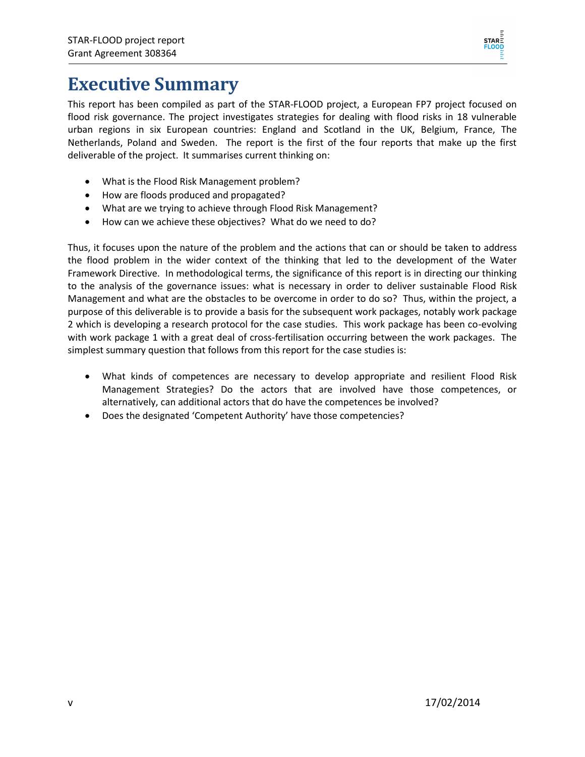# Executive Summary

This report has been compiled as part of the STAR-FLOOD project, a European FP7 project focused on flood risk governance. The project investigates strategies for dealing with flood risks in 18 vulnerable urban regions in six European countries: England and Scotland in the UK, Belgium, France, The Netherlands, Poland and Sweden. The report is the first of the four reports that make up the first deliverable of the project. It summarises current thinking on:

- What is the Flood Risk Management problem?
- How are floods produced and propagated?
- What are we trying to achieve through Flood Risk Management?
- How can we achieve these objectives? What do we need to do?

Thus, it focuses upon the nature of the problem and the actions that can or should be taken to address the flood problem in the wider context of the thinking that led to the development of the Water Framework Directive. In methodological terms, the significance of this report is in directing our thinking to the analysis of the governance issues: what is necessary in order to deliver sustainable Flood Risk Management and what are the obstacles to be overcome in order to do so? Thus, within the project, a purpose of this deliverable is to provide a basis for the subsequent work packages, notably work package 2 which is developing a research protocol for the case studies. This work package has been co-evolving with work package 1 with a great deal of cross-fertilisation occurring between the work packages. The simplest summary question that follows from this report for the case studies is:

- What kinds of competences are necessary to develop appropriate and resilient Flood Risk Management Strategies? Do the actors that are involved have those competences, or alternatively, can additional actors that do have the competences be involved?
- Does the designated 'Competent Authority' have those competencies?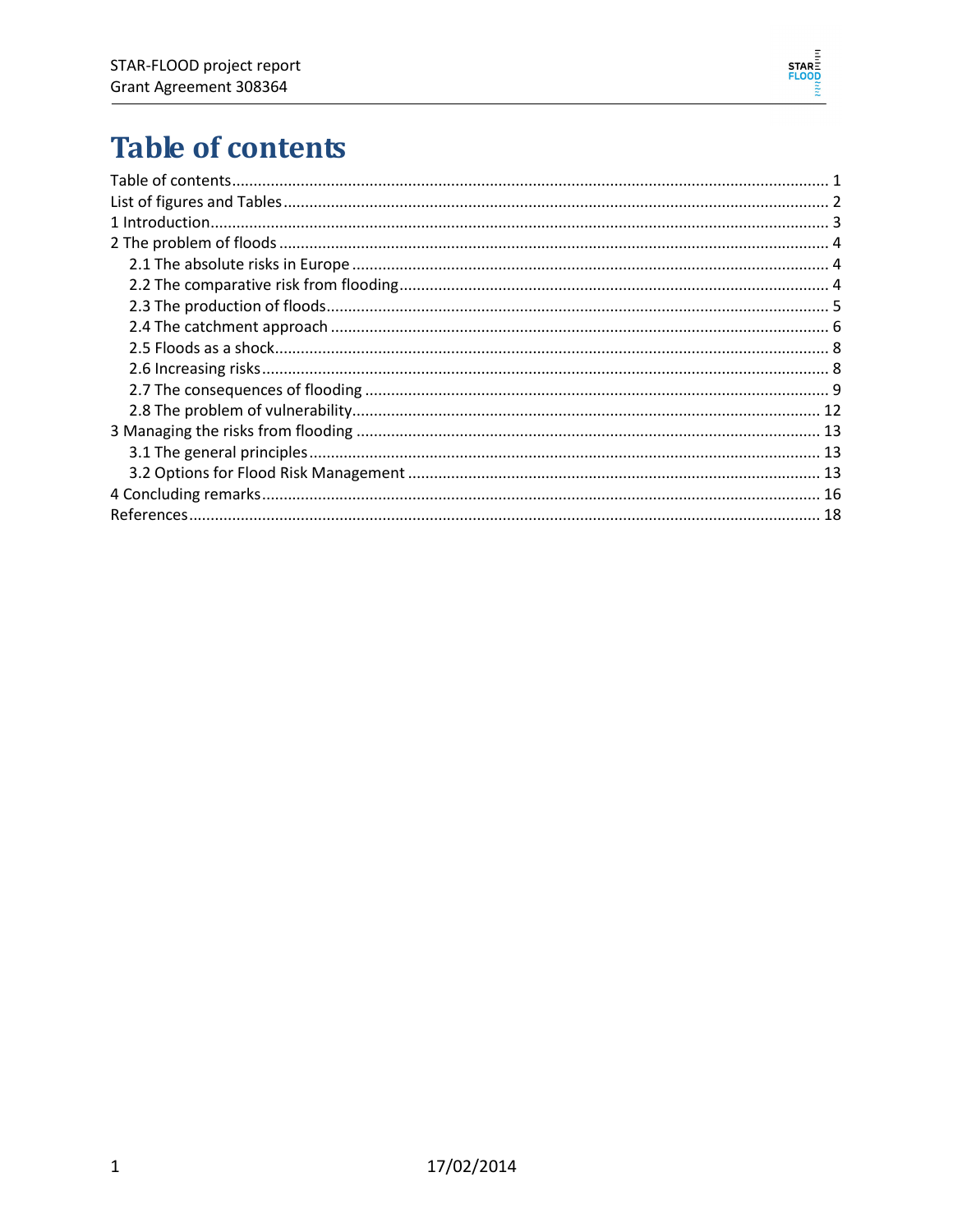# Table of contents

Table of contents .......................................................................................................................................... 1
List of figures and Tables ............................................................................................................................. 2
1 Introduction.............................................................................................................................................. 3
2 The problem of floods ............................................................................................................................... 4
  2.1 The absolute risks in Europe ............................................................................................................... 4
  2.2 The comparative risk from flooding..................................................................................................... 4
  2.3 The production of floods..................................................................................................................... 5
  2.4 The catchment approach .................................................................................................................... 6
  2.5 Floods as a shock................................................................................................................................. 8
  2.6 Increasing risks.................................................................................................................................... 8
  2.7 The consequences of flooding ............................................................................................................ 9
  2.8 The problem of vulnerability.............................................................................................................. 12
3 Managing the risks from flooding ............................................................................................................ 13
  3.1 The general principles....................................................................................................................... 13
  3.2 Options for Flood Risk Management ................................................................................................ 13
4 Concluding remarks ................................................................................................................................. 16
References .................................................................................................................................................. 18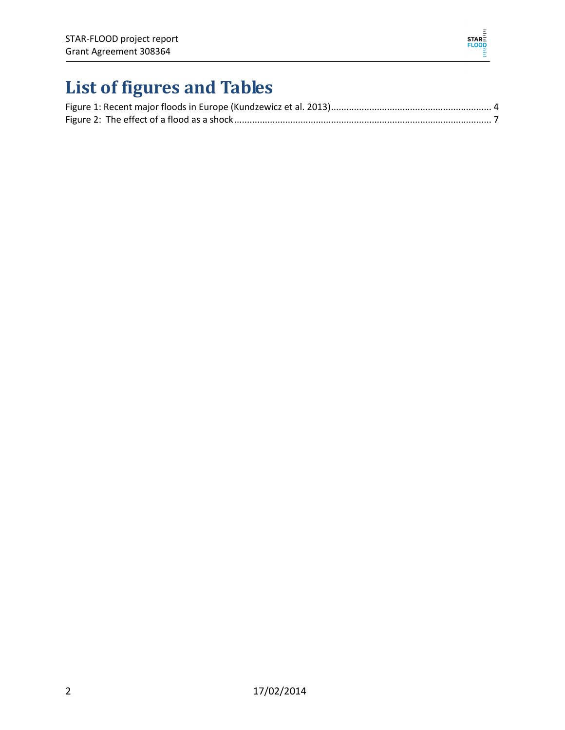# List of figures and Tables

Figure 1: Recent major floods in Europe (Kundzewicz et al. 2013)............................................................... 4
Figure 2: The effect of a flood as a shock..................................................................................................... 7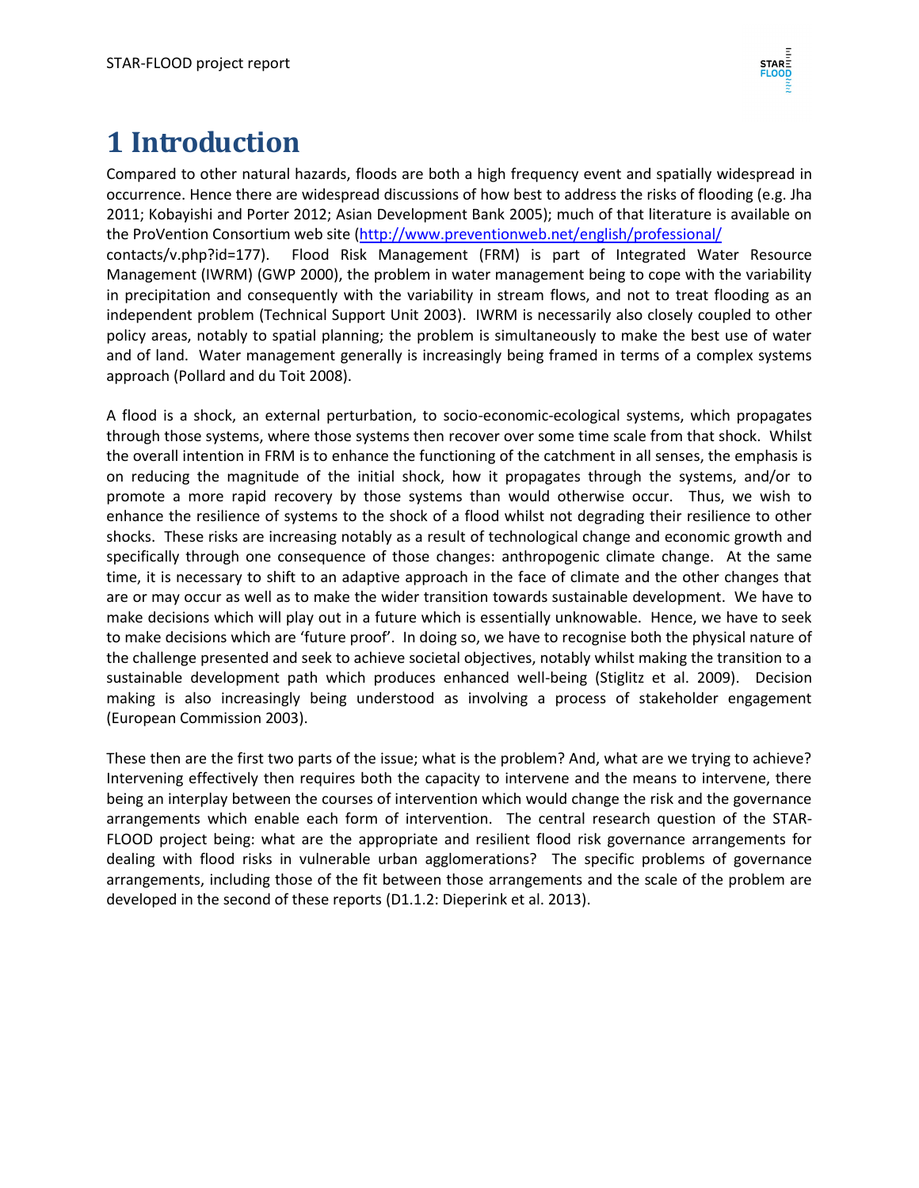# 1 Introduction

Compared to other natural hazards, floods are both a high frequency event and spatially widespread in occurrence. Hence there are widespread discussions of how best to address the risks of flooding (e.g. Jha 2011; Kobayishi and Porter 2012; Asian Development Bank 2005); much of that literature is available on the ProVention Consortium web site (http://www.preventionweb.net/english/professional/contacts/v.php?id=177). Flood Risk Management (FRM) is part of Integrated Water Resource Management (IWRM) (GWP 2000), the problem in water management being to cope with the variability in precipitation and consequently with the variability in stream flows, and not to treat flooding as an independent problem (Technical Support Unit 2003). IWRM is necessarily also closely coupled to other policy areas, notably to spatial planning; the problem is simultaneously to make the best use of water and of land. Water management generally is increasingly being framed in terms of a complex systems approach (Pollard and du Toit 2008).

A flood is a shock, an external perturbation, to socio-economic-ecological systems, which propagates through those systems, where those systems then recover over some time scale from that shock. Whilst the overall intention in FRM is to enhance the functioning of the catchment in all senses, the emphasis is on reducing the magnitude of the initial shock, how it propagates through the systems, and/or to promote a more rapid recovery by those systems than would otherwise occur. Thus, we wish to enhance the resilience of systems to the shock of a flood whilst not degrading their resilience to other shocks. These risks are increasing notably as a result of technological change and economic growth and specifically through one consequence of those changes: anthropogenic climate change. At the same time, it is necessary to shift to an adaptive approach in the face of climate and the other changes that are or may occur as well as to make the wider transition towards sustainable development. We have to make decisions which will play out in a future which is essentially unknowable. Hence, we have to seek to make decisions which are 'future proof'. In doing so, we have to recognise both the physical nature of the challenge presented and seek to achieve societal objectives, notably whilst making the transition to a sustainable development path which produces enhanced well-being (Stiglitz et al. 2009). Decision making is also increasingly being understood as involving a process of stakeholder engagement (European Commission 2003).

These then are the first two parts of the issue; what is the problem? And, what are we trying to achieve? Intervening effectively then requires both the capacity to intervene and the means to intervene, there being an interplay between the courses of intervention which would change the risk and the governance arrangements which enable each form of intervention. The central research question of the STAR-FLOOD project being: what are the appropriate and resilient flood risk governance arrangements for dealing with flood risks in vulnerable urban agglomerations? The specific problems of governance arrangements, including those of the fit between those arrangements and the scale of the problem are developed in the second of these reports (D1.1.2: Dieperink et al. 2013).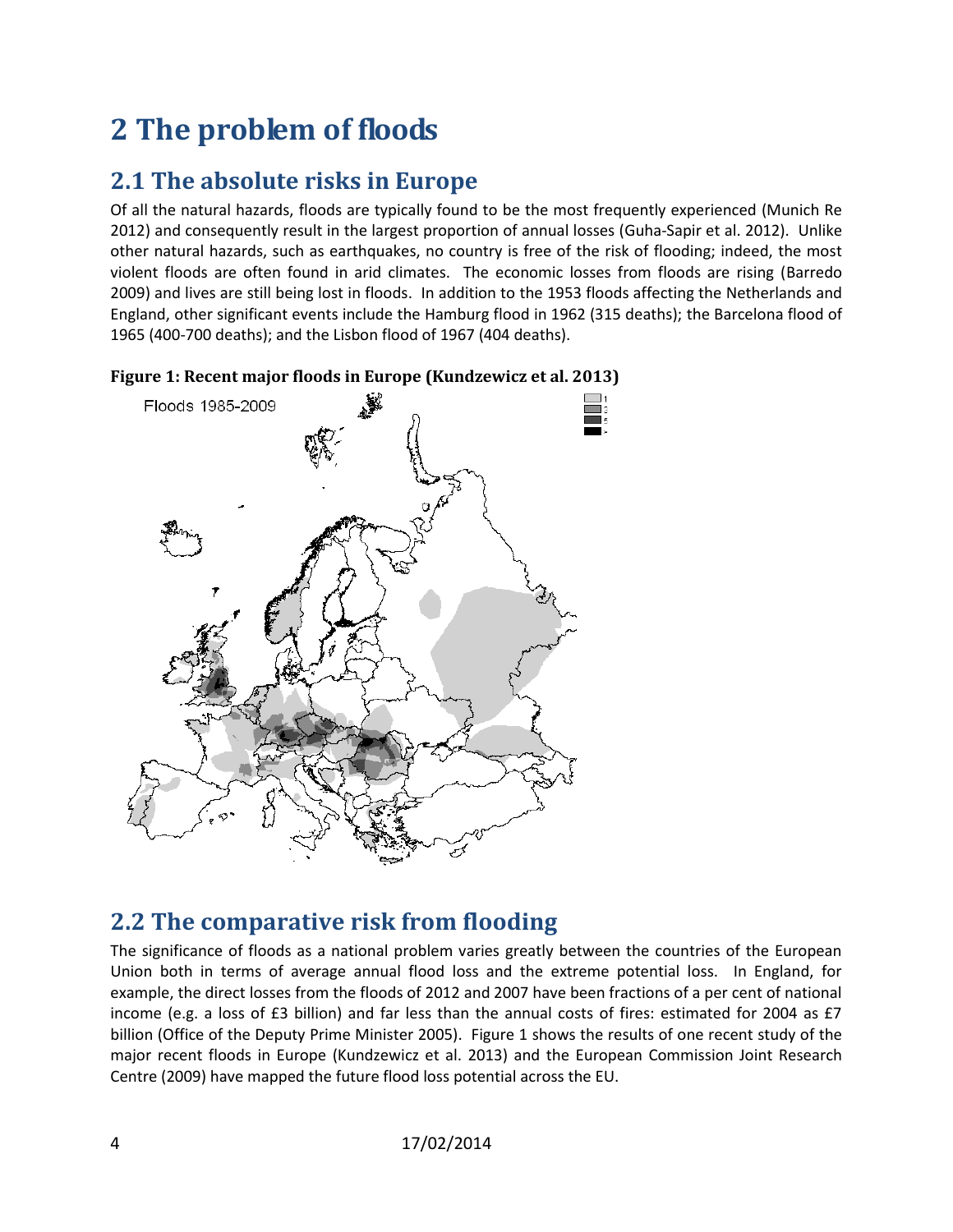# 2 The problem of floods

## 2.1 The absolute risks in Europe

Of all the natural hazards, floods are typically found to be the most frequently experienced (Munich Re 2012) and consequently result in the largest proportion of annual losses (Guha-Sapir et al. 2012). Unlike other natural hazards, such as earthquakes, no country is free of the risk of flooding; indeed, the most violent floods are often found in arid climates. The economic losses from floods are rising (Barredo 2009) and lives are still being lost in floods. In addition to the 1953 floods affecting the Netherlands and England, other significant events include the Hamburg flood in 1962 (315 deaths); the Barcelona flood of 1965 (400-700 deaths); and the Lisbon flood of 1967 (404 deaths).

**Figure 1: Recent major floods in Europe (Kundzewicz et al. 2013)**

## 2.2 The comparative risk from flooding

The significance of floods as a national problem varies greatly between the countries of the European Union both in terms of average annual flood loss and the extreme potential loss. In England, for example, the direct losses from the floods of 2012 and 2007 have been fractions of a per cent of national income (e.g. a loss of £3 billion) and far less than the annual costs of fires: estimated for 2004 as £7 billion (Office of the Deputy Prime Minister 2005). Figure 1 shows the results of one recent study of the major recent floods in Europe (Kundzewicz et al. 2013) and the European Commission Joint Research Centre (2009) have mapped the future flood loss potential across the EU.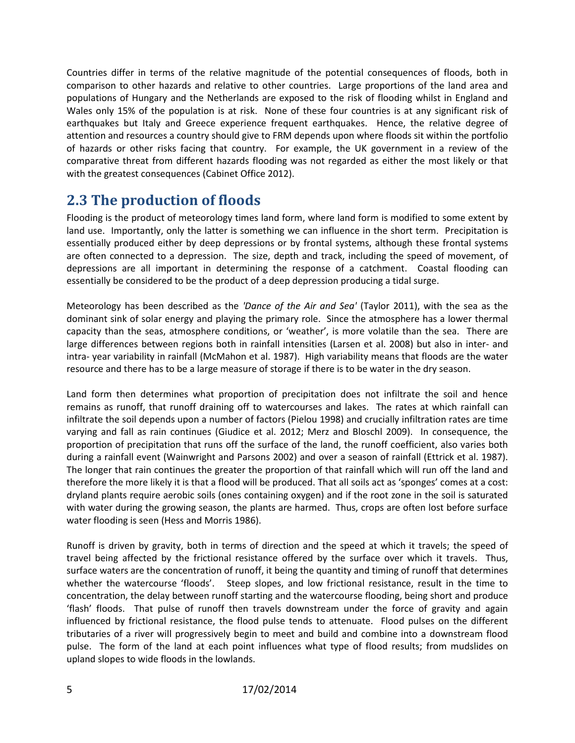Countries differ in terms of the relative magnitude of the potential consequences of floods, both in comparison to other hazards and relative to other countries. Large proportions of the land area and populations of Hungary and the Netherlands are exposed to the risk of flooding whilst in England and Wales only 15% of the population is at risk. None of these four countries is at any significant risk of earthquakes but Italy and Greece experience frequent earthquakes. Hence, the relative degree of attention and resources a country should give to FRM depends upon where floods sit within the portfolio of hazards or other risks facing that country. For example, the UK government in a review of the comparative threat from different hazards flooding was not regarded as either the most likely or that with the greatest consequences (Cabinet Office 2012).

## 2.3 The production of floods

Flooding is the product of meteorology times land form, where land form is modified to some extent by land use. Importantly, only the latter is something we can influence in the short term. Precipitation is essentially produced either by deep depressions or by frontal systems, although these frontal systems are often connected to a depression. The size, depth and track, including the speed of movement, of depressions are all important in determining the response of a catchment. Coastal flooding can essentially be considered to be the product of a deep depression producing a tidal surge.

Meteorology has been described as the *'Dance of the Air and Sea'* (Taylor 2011), with the sea as the dominant sink of solar energy and playing the primary role. Since the atmosphere has a lower thermal capacity than the seas, atmosphere conditions, or 'weather', is more volatile than the sea. There are large differences between regions both in rainfall intensities (Larsen et al. 2008) but also in inter- and intra- year variability in rainfall (McMahon et al. 1987). High variability means that floods are the water resource and there has to be a large measure of storage if there is to be water in the dry season.

Land form then determines what proportion of precipitation does not infiltrate the soil and hence remains as runoff, that runoff draining off to watercourses and lakes. The rates at which rainfall can infiltrate the soil depends upon a number of factors (Pielou 1998) and crucially infiltration rates are time varying and fall as rain continues (Giudice et al. 2012; Merz and Bloschl 2009). In consequence, the proportion of precipitation that runs off the surface of the land, the runoff coefficient, also varies both during a rainfall event (Wainwright and Parsons 2002) and over a season of rainfall (Ettrick et al. 1987). The longer that rain continues the greater the proportion of that rainfall which will run off the land and therefore the more likely it is that a flood will be produced. That all soils act as 'sponges' comes at a cost: dryland plants require aerobic soils (ones containing oxygen) and if the root zone in the soil is saturated with water during the growing season, the plants are harmed. Thus, crops are often lost before surface water flooding is seen (Hess and Morris 1986).

Runoff is driven by gravity, both in terms of direction and the speed at which it travels; the speed of travel being affected by the frictional resistance offered by the surface over which it travels. Thus, surface waters are the concentration of runoff, it being the quantity and timing of runoff that determines whether the watercourse 'floods'. Steep slopes, and low frictional resistance, result in the time to concentration, the delay between runoff starting and the watercourse flooding, being short and produce 'flash' floods. That pulse of runoff then travels downstream under the force of gravity and again influenced by frictional resistance, the flood pulse tends to attenuate. Flood pulses on the different tributaries of a river will progressively begin to meet and build and combine into a downstream flood pulse. The form of the land at each point influences what type of flood results; from mudslides on upland slopes to wide floods in the lowlands.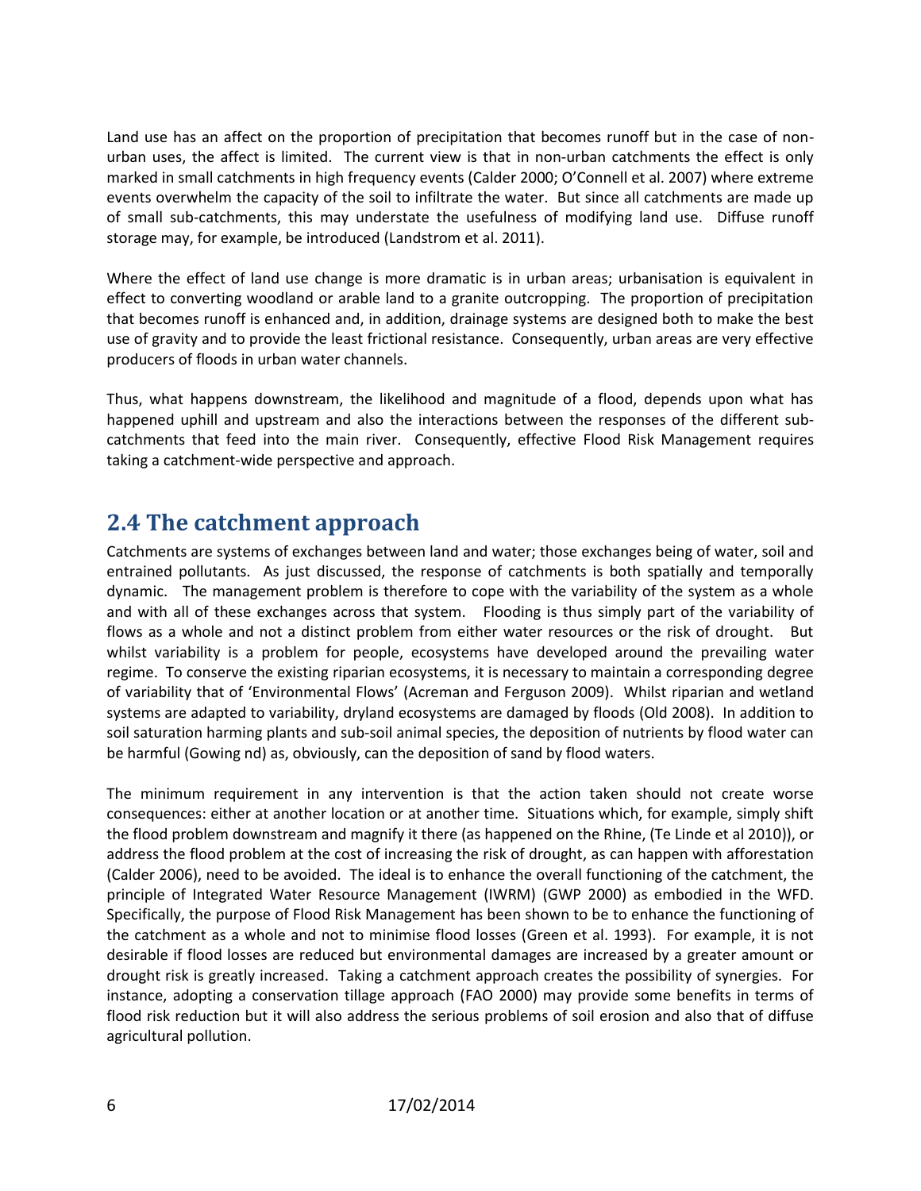Land use has an affect on the proportion of precipitation that becomes runoff but in the case of non-urban uses, the affect is limited. The current view is that in non-urban catchments the effect is only marked in small catchments in high frequency events (Calder 2000; O'Connell et al. 2007) where extreme events overwhelm the capacity of the soil to infiltrate the water. But since all catchments are made up of small sub-catchments, this may understate the usefulness of modifying land use. Diffuse runoff storage may, for example, be introduced (Landstrom et al. 2011).

Where the effect of land use change is more dramatic is in urban areas; urbanisation is equivalent in effect to converting woodland or arable land to a granite outcropping. The proportion of precipitation that becomes runoff is enhanced and, in addition, drainage systems are designed both to make the best use of gravity and to provide the least frictional resistance. Consequently, urban areas are very effective producers of floods in urban water channels.

Thus, what happens downstream, the likelihood and magnitude of a flood, depends upon what has happened uphill and upstream and also the interactions between the responses of the different sub-catchments that feed into the main river. Consequently, effective Flood Risk Management requires taking a catchment-wide perspective and approach.

## 2.4 The catchment approach

Catchments are systems of exchanges between land and water; those exchanges being of water, soil and entrained pollutants. As just discussed, the response of catchments is both spatially and temporally dynamic. The management problem is therefore to cope with the variability of the system as a whole and with all of these exchanges across that system. Flooding is thus simply part of the variability of flows as a whole and not a distinct problem from either water resources or the risk of drought. But whilst variability is a problem for people, ecosystems have developed around the prevailing water regime. To conserve the existing riparian ecosystems, it is necessary to maintain a corresponding degree of variability that of 'Environmental Flows' (Acreman and Ferguson 2009). Whilst riparian and wetland systems are adapted to variability, dryland ecosystems are damaged by floods (Old 2008). In addition to soil saturation harming plants and sub-soil animal species, the deposition of nutrients by flood water can be harmful (Gowing nd) as, obviously, can the deposition of sand by flood waters.

The minimum requirement in any intervention is that the action taken should not create worse consequences: either at another location or at another time. Situations which, for example, simply shift the flood problem downstream and magnify it there (as happened on the Rhine, (Te Linde et al 2010)), or address the flood problem at the cost of increasing the risk of drought, as can happen with afforestation (Calder 2006), need to be avoided. The ideal is to enhance the overall functioning of the catchment, the principle of Integrated Water Resource Management (IWRM) (GWP 2000) as embodied in the WFD. Specifically, the purpose of Flood Risk Management has been shown to be to enhance the functioning of the catchment as a whole and not to minimise flood losses (Green et al. 1993). For example, it is not desirable if flood losses are reduced but environmental damages are increased by a greater amount or drought risk is greatly increased. Taking a catchment approach creates the possibility of synergies. For instance, adopting a conservation tillage approach (FAO 2000) may provide some benefits in terms of flood risk reduction but it will also address the serious problems of soil erosion and also that of diffuse agricultural pollution.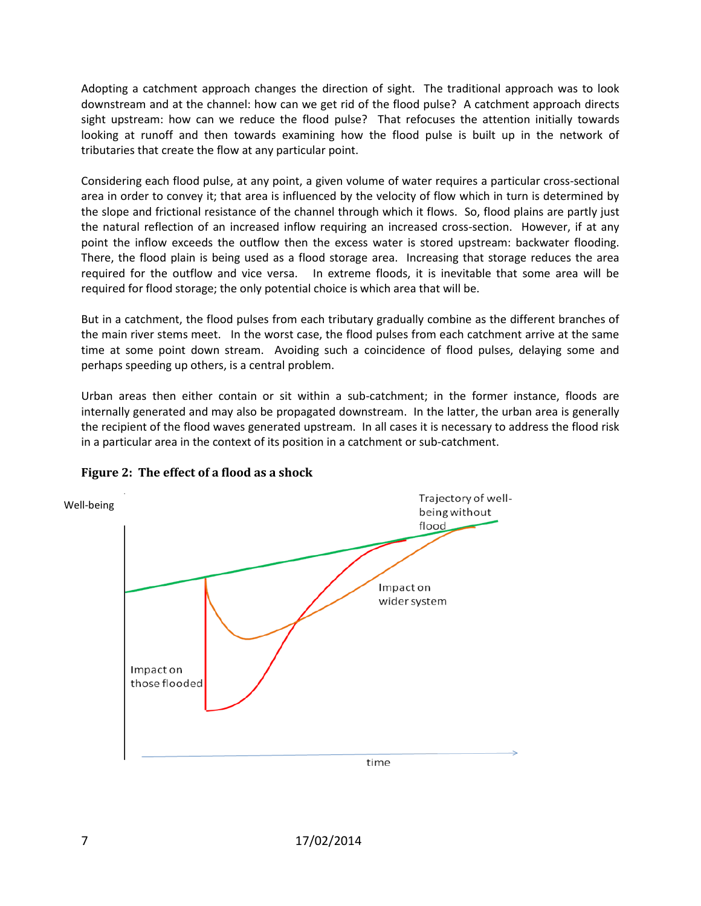Adopting a catchment approach changes the direction of sight. The traditional approach was to look downstream and at the channel: how can we get rid of the flood pulse? A catchment directs sight upstream: how can we reduce the flood pulse? That refocuses the attention initially towards looking at runoff and then towards examining how the flood pulse is built up in the network of tributaries that create the flow at any particular point.

Considering each flood pulse, at any point, a given volume of water requires a particular cross-sectional area in order to convey it; that area is influenced by the velocity of flow which in turn is determined by the slope and frictional resistance of the channel through which it flows. So, flood plains are partly just the natural reflection of an increased inflow requiring an increased cross-section. However, if at any point the inflow exceeds the outflow then the excess water is stored upstream: backwater flooding. There, the flood plain is being used as a flood storage area. Increasing that storage reduces the area required for the outflow and vice versa. In extreme floods, it is inevitable that some area will be required for flood storage; the only potential choice is which area that will be.

But in a catchment, the flood pulses from each tributary gradually combine as the different branches of the main river stems meet. In the worst case, the flood pulses from each catchment arrive at the same time at some point down stream. Avoiding such a coincidence of flood pulses, delaying some and perhaps speeding up others, is a central problem.

Urban areas then either contain or sit within a sub-catchment; in the former instance, floods are internally generated and may also be propagated downstream. In the latter, the urban area is generally the recipient of the flood waves generated upstream. In all cases it is necessary to address the flood risk in a particular area in the context of its position in a catchment or sub-catchment.

**Figure 2: The effect of a flood as a shock**

Well-being

Trajectory of well-being without flood

Impact on wider system

Impact on those flooded

time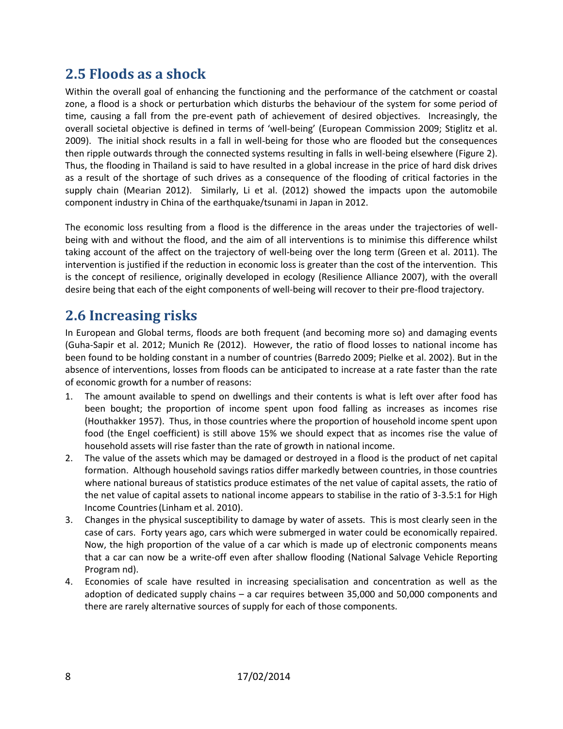## 2.5 Floods as a shock

Within the overall goal of enhancing the functioning and the performance of the catchment or coastal zone, a flood is a shock or perturbation which disturbs the behaviour of the system for some period of time, causing a fall from the pre-event path of achievement of desired objectives. Increasingly, the overall societal objective is defined in terms of 'well-being' (European Commission 2009; Stiglitz et al. 2009). The initial shock results in a fall in well-being for those who are flooded but the consequences then ripple outwards through the connected systems resulting in falls in well-being elsewhere (Figure 2). Thus, the flooding in Thailand is said to have resulted in a global increase in the price of hard disk drives as a result of the shortage of such drives as a consequence of the flooding of critical factories in the supply chain (Mearian 2012). Similarly, Li et al. (2012) showed the impacts upon the automobile component industry in China of the earthquake/tsunami in Japan in 2012.

The economic loss resulting from a flood is the difference in the areas under the trajectories of well-being with and without the flood, and the aim of all interventions is to minimise this difference whilst taking account of the affect on the trajectory of well-being over the long term (Green et al. 2011). The intervention is justified if the reduction in economic loss is greater than the cost of the intervention. This is the concept of resilience, originally developed in ecology (Resilience Alliance 2007), with the overall desire being that each of the eight components of well-being will recover to their pre-flood trajectory.

## 2.6 Increasing risks

In European and Global terms, floods are both frequent (and becoming more so) and damaging events (Guha-Sapir et al. 2012; Munich Re (2012). However, the ratio of flood losses to national income has been found to be holding constant in a number of countries (Barredo 2009; Pielke et al. 2002). But in the absence of interventions, losses from floods can be anticipated to increase at a rate faster than the rate of economic growth for a number of reasons:

1. The amount available to spend on dwellings and their contents is what is left over after food has been bought; the proportion of income spent upon food falling as increases as incomes rise (Houthakker 1957). Thus, in those countries where the proportion of household income spent upon food (the Engel coefficient) is still above 15% we should expect that as incomes rise the value of household assets will rise faster than the rate of growth in national income.
2. The value of the assets which may be damaged or destroyed in a flood is the product of net capital formation. Although household savings ratios differ markedly between countries, in those countries where national bureaus of statistics produce estimates of the net value of capital assets, the ratio of the net value of capital assets to national income appears to stabilise in the ratio of 3-3.5:1 for High Income Countries (Linham et al. 2010).
3. Changes in the physical susceptibility to damage by water of assets. This is most clearly seen in the case of cars. Forty years ago, cars which were submerged in water could be economically repaired. Now, the high proportion of the value of a car which is made up of electronic components means that a car can now be a write-off even after shallow flooding (National Salvage Vehicle Reporting Program nd).
4. Economies of scale have resulted in increasing specialisation and concentration as well as the adoption of dedicated supply chains – a car requires between 35,000 and 50,000 components and there are rarely alternative sources of supply for each of those components.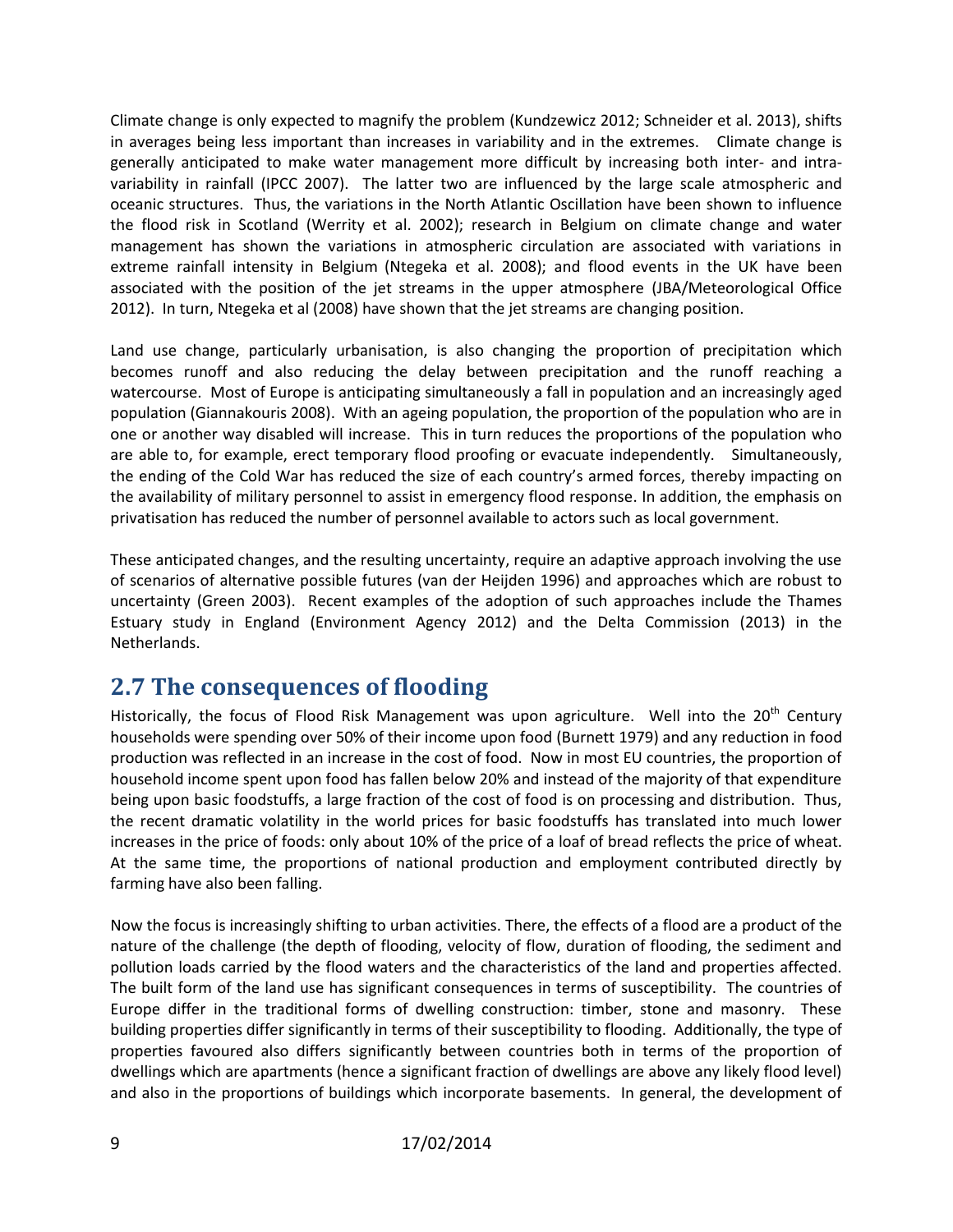Climate change is only expected to magnify the problem (Kundzewicz 2012; Schneider et al. 2013), shifts in averages being less important than increases in variability and in the extremes. Climate change is generally anticipated to make water management more difficult by increasing both inter- and intra-variability in rainfall (IPCC 2007). The latter two are influenced by the large scale atmospheric and oceanic structures. Thus, the variations in the North Atlantic Oscillation have been shown to influence the flood risk in Scotland (Werrity et al. 2002); research in Belgium on climate change and water management has shown the variations in atmospheric circulation are associated with variations in extreme rainfall intensity in Belgium (Ntegeka et al. 2008); and flood events in the UK have been associated with the position of the jet streams in the upper atmosphere (JBA/Meteorological Office 2012). In turn, Ntegeka et al (2008) have shown that the jet streams are changing position.

Land use change, particularly urbanisation, is also changing the proportion of precipitation which becomes runoff and also reducing the delay between precipitation and the runoff reaching a watercourse. Most of Europe is anticipating simultaneously a fall in population and an increasingly aged population (Giannakouris 2008). With an ageing population, the proportion of the population who are in one or another way disabled will increase. This in turn reduces the proportions of the population who are able to, for example, erect temporary flood proofing or evacuate independently. Simultaneously, the ending of the Cold War has reduced the size of each country's armed forces, thereby impacting on the availability of military personnel to assist in emergency flood response. In addition, the emphasis on privatisation has reduced the number of personnel available to actors such as local government.

These anticipated changes, and the resulting uncertainty, require an adaptive approach involving the use of scenarios of alternative possible futures (van der Heijden 1996) and approaches which are robust to uncertainty (Green 2003). Recent examples of the adoption of such approaches include the Thames Estuary study in England (Environment Agency 2012) and the Delta Commission (2013) in the Netherlands.

## 2.7 The consequences of flooding

Historically, the focus of Flood Risk Management was upon agriculture. Well into the 20th Century households were spending over 50% of their income upon food (Burnett 1979) and any reduction in food production was reflected in an increase in the cost of food. Now in most EU countries, the proportion of household income spent upon food has fallen below 20% and instead of the majority of that expenditure being upon basic foodstuffs, a large fraction of the cost of food is on processing and distribution. Thus, the recent dramatic volatility in the world prices for basic foodstuffs has translated into much lower increases in the price of foods: only about 10% of the price of a loaf of bread reflects the price of wheat. At the same time, the proportions of national production and employment contributed directly by farming have also been falling.

Now the focus is increasingly shifting to urban activities. There, the effects of a flood are a product of the nature of the challenge (the depth of flooding, velocity of flow, duration of flooding, the sediment and pollution loads carried by the flood waters and the characteristics of the land and properties affected. The built form of the land use has significant consequences in terms of susceptibility. The countries of Europe differ in the traditional forms of dwelling construction: timber, stone and masonry. These building properties differ significantly in terms of their susceptibility to flooding. Additionally, the type of properties favoured also differs significantly between countries both in terms of the proportion of dwellings which are apartments (hence a significant fraction of dwellings are above any likely flood level) and also in the proportions of buildings which incorporate basements. In general, the development of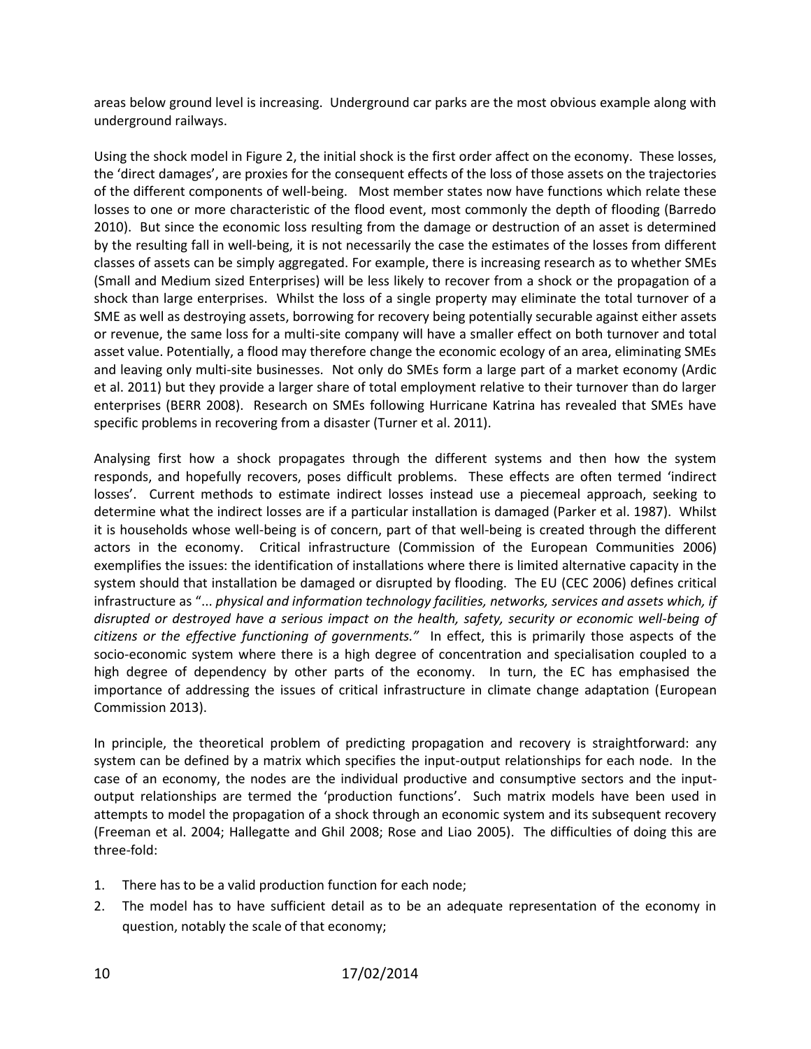areas below ground level is increasing. Underground car parks are the most obvious example along with underground railways.

Using the shock model in Figure 2, the initial shock is the first order affect on the economy. These losses, the 'direct damages', are proxies for the consequent effects of the loss of those assets on the trajectories of the different components of well-being. Most member states now have functions which relate these losses to one or more characteristic of the flood event, most commonly the depth of flooding (Barredo 2010). But since the economic loss resulting from the damage or destruction of an asset is determined by the resulting fall in well-being, it is not necessarily the case the estimates of the losses from different classes of assets can be simply aggregated. For example, there is increasing research as to whether SMEs (Small and Medium sized Enterprises) will be less likely to recover from a shock or the propagation of a shock than large enterprises. Whilst the loss of a single property may eliminate the total turnover of a SME as well as destroying assets, borrowing for recovery being potentially securable against either assets or revenue, the same loss for a multi-site company will have a smaller effect on both turnover and total asset value. Potentially, a flood may therefore change the economic ecology of an area, eliminating SMEs and leaving only multi-site businesses. Not only do SMEs form a large part of a market economy (Ardic et al. 2011) but they provide a larger share of total employment relative to their turnover than do larger enterprises (BERR 2008). Research on SMEs following Hurricane Katrina has revealed that SMEs have specific problems in recovering from a disaster (Turner et al. 2011).

Analysing first how a shock propagates through the different systems and then how the system responds, and hopefully recovers, poses difficult problems. These effects are often termed 'indirect losses'. Current methods to estimate indirect losses instead use a piecemeal approach, seeking to determine what the indirect losses are if a particular installation is damaged (Parker et al. 1987). Whilst it is households whose well-being is of concern, part of that well-being is created through the different actors in the economy. Critical infrastructure (Commission of the European Communities 2006) exemplifies the issues: the identification of installations where there is limited alternative capacity in the system should that installation be damaged or disrupted by flooding. The EU (CEC 2006) defines critical infrastructure as "... *physical and information technology facilities, networks, services and assets which, if disrupted or destroyed have a serious impact on the health, safety, security or economic well-being of citizens or the effective functioning of governments."* In effect, this is primarily those aspects of the socio-economic system where there is a high degree of concentration and specialisation coupled to a high degree of dependency by other parts of the economy. In turn, the EC has emphasised the importance of addressing the issues of critical infrastructure in climate change adaptation (European Commission 2013).

In principle, the theoretical problem of predicting propagation and recovery is straightforward: any system can be defined by a matrix which specifies the input-output relationships for each node. In the case of an economy, the nodes are the individual productive and consumptive sectors and the input-output relationships are termed the 'production functions'. Such matrix models have been used in attempts to model the propagation of a shock through an economic system and its subsequent recovery (Freeman et al. 2004; Hallegatte and Ghil 2008; Rose and Liao 2005). The difficulties of doing this are three-fold:

1. There has to be a valid production function for each node;
2. The model has to have sufficient detail as to be an adequate representation of the economy in question, notably the scale of that economy;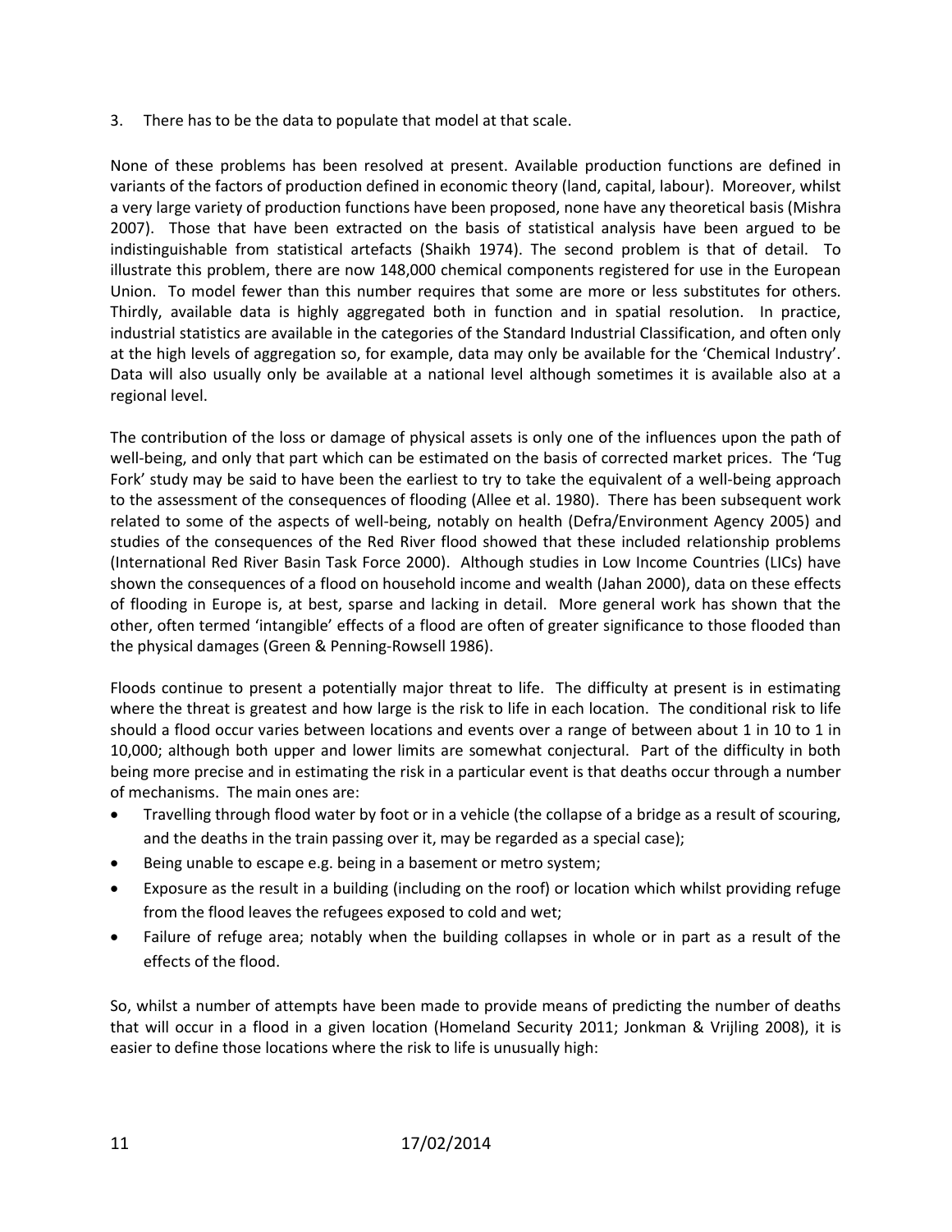3. There has to be the data to populate that model at that scale.

None of these problems has been resolved at present. Available production functions are defined in variants of the factors of production defined in economic theory (land, capital, labour). Moreover, whilst a very large variety of production functions have been proposed, none have any theoretical basis (Mishra 2007). Those that have been extracted on the basis of statistical analysis have been argued to be indistinguishable from statistical artefacts (Shaikh 1974). The second problem is that of detail. To illustrate this problem, there are now 148,000 chemical components registered for use in the European Union. To model fewer than this number requires that some are more or less substitutes for others. Thirdly, available data is highly aggregated both in function and in spatial resolution. In practice, industrial statistics are available in the categories of the Standard Industrial Classification, and often only at the high levels of aggregation so, for example, data may only be available for the 'Chemical Industry'. Data will also usually only be available at a national level although sometimes it is available also at a regional level.

The contribution of the loss or damage of physical assets is only one of the influences upon the path of well-being, and only that part which can be estimated on the basis of corrected market prices. The 'Tug Fork' study may be said to have been the earliest to try to take the equivalent of a well-being approach to the assessment of the consequences of flooding (Allee et al. 1980). There has been subsequent work related to some of the aspects of well-being, notably on health (Defra/Environment Agency 2005) and studies of the consequences of the Red River flood showed that these included relationship problems (International Red River Basin Task Force 2000). Although studies in Low Income Countries (LICs) have shown the consequences of a flood on household income and wealth (Jahan 2000), data on these effects of flooding in Europe is, at best, sparse and lacking in detail. More general work has shown that the other, often termed 'intangible' effects of a flood are often of greater significance to those flooded than the physical damages (Green & Penning-Rowsell 1986).

Floods continue to present a potentially major threat to life. The difficulty at present is in estimating where the threat is greatest and how large is the risk to life in each location. The conditional risk to life should a flood occur varies between locations and events over a range of between about 1 in 10 to 1 in 10,000; although both upper and lower limits are somewhat conjectural. Part of the difficulty in both being more precise and in estimating the risk in a particular event is that deaths occur through a number of mechanisms. The main ones are:

- Travelling through flood water by foot or in a vehicle (the collapse of a bridge as a result of scouring, and the deaths in the train passing over it, may be regarded as a special case);
- Being unable to escape e.g. being in a basement or metro system;
- Exposure as the result in a building (including on the roof) or location which whilst providing refuge from the flood leaves the refugees exposed to cold and wet;
- Failure of refuge area; notably when the building collapses in whole or in part as a result of the effects of the flood.

So, whilst a number of attempts have been made to provide means of predicting the number of deaths that will occur in a flood in a given location (Homeland Security 2011; Jonkman & Vrijling 2008), it is easier to define those locations where the risk to life is unusually high: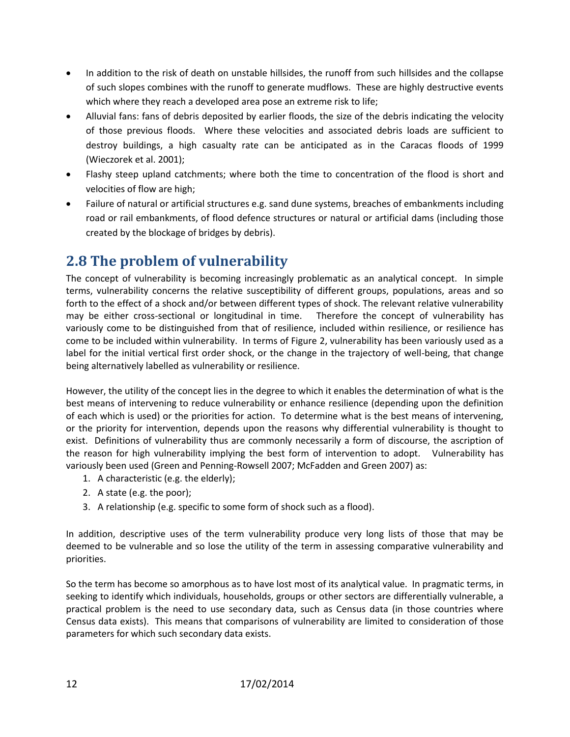- In addition to the risk of death on unstable hillsides, the runoff from such hillsides and the collapse of such slopes combines with the runoff to generate mudflows. These are highly destructive events which where they reach a developed area pose an extreme risk to life;
- Alluvial fans: fans of debris deposited by earlier floods, the size of the debris indicating the velocity of those previous floods. Where these velocities and associated debris loads are sufficient to destroy buildings, a high casualty rate can be anticipated as in the Caracas floods of 1999 (Wieczorek et al. 2001);
- Flashy steep upland catchments; where both the time to concentration of the flood is short and velocities of flow are high;
- Failure of natural or artificial structures e.g. sand dune systems, breaches of embankments including road or rail embankments, of flood defence structures or natural or artificial dams (including those created by the blockage of bridges by debris).

## 2.8 The problem of vulnerability

The concept of vulnerability is becoming increasingly problematic as an analytical concept. In simple terms, vulnerability concerns the relative susceptibility of different groups, populations, areas and so forth to the effect of a shock and/or between different types of shock. The relevant relative vulnerability may be either cross-sectional or longitudinal in time. Therefore the concept of vulnerability has variously come to be distinguished from that of resilience, included within resilience, or resilience has come to be included within vulnerability. In terms of Figure 2, vulnerability has been variously used as a label for the initial vertical first order shock, or the change in the trajectory of well-being, that change being alternatively labelled as vulnerability or resilience.

However, the utility of the concept lies in the degree to which it enables the determination of what is the best means of intervening to reduce vulnerability or enhance resilience (depending upon the definition of each which is used) or the priorities for action. To determine what is the best means of intervening, or the priority for intervention, depends upon the reasons why differential vulnerability is thought to exist. Definitions of vulnerability thus are commonly necessarily a form of discourse, the ascription of the reason for high vulnerability implying the best form of intervention to adopt. Vulnerability has variously been used (Green and Penning-Rowsell 2007; McFadden and Green 2007) as:

1. A characteristic (e.g. the elderly);
2. A state (e.g. the poor);
3. A relationship (e.g. specific to some form of shock such as a flood).

In addition, descriptive uses of the term vulnerability produce very long lists of those that may be deemed to be vulnerable and so lose the utility of the term in assessing comparative vulnerability and priorities.

So the term has become so amorphous as to have lost most of its analytical value. In pragmatic terms, in seeking to identify which individuals, households, groups or other sectors are differentially vulnerable, a practical problem is the need to use secondary data, such as Census data (in those countries where Census data exists). This means that comparisons of vulnerability are limited to consideration of those parameters for which such secondary data exists.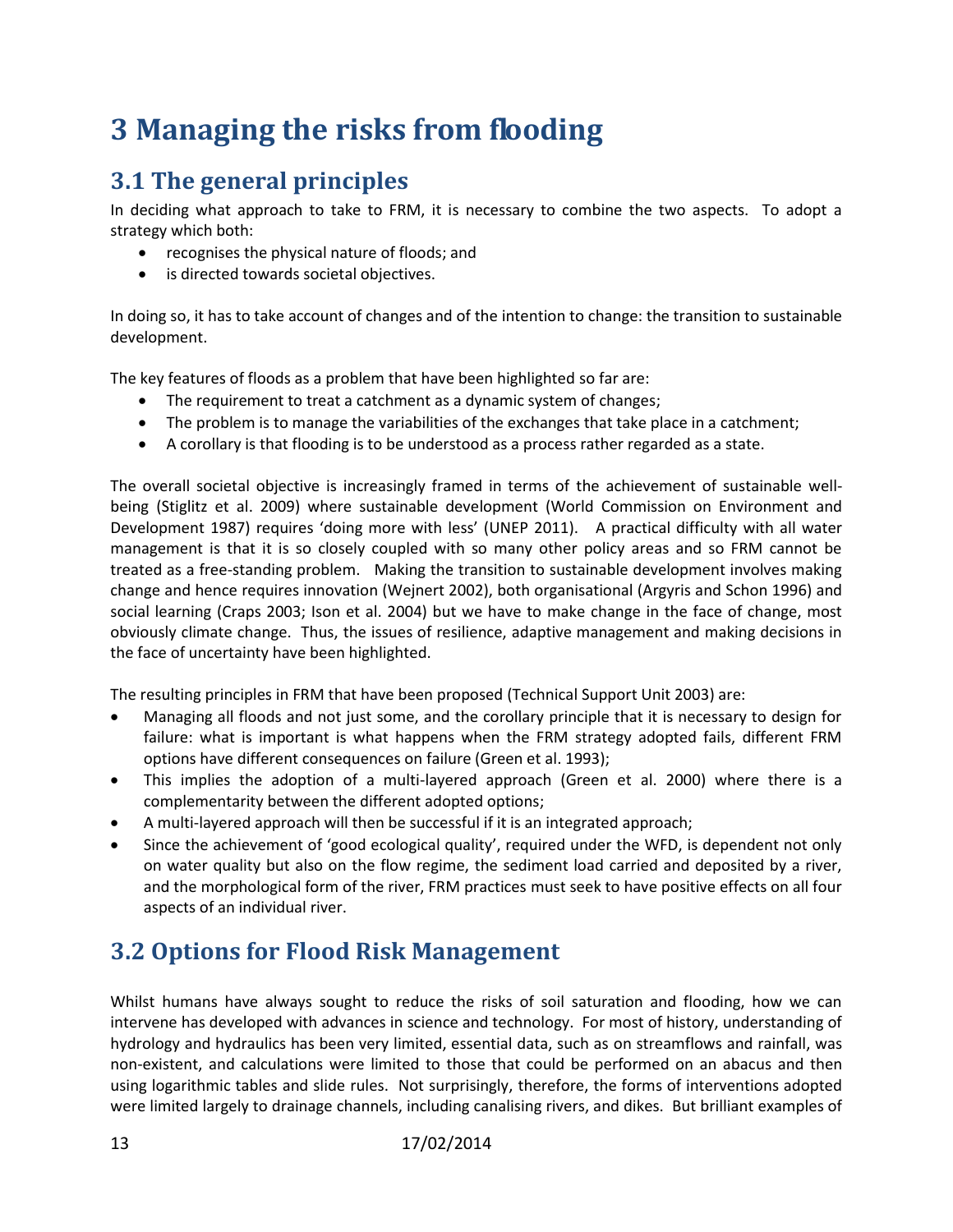# 3 Managing the risks from flooding

## 3.1 The general principles

In deciding what approach to take to FRM, it is necessary to combine the two aspects. To adopt a strategy which both:

- recognises the physical nature of floods; and
- is directed towards societal objectives.

In doing so, it has to take account of changes and of the intention to change: the transition to sustainable development.

The key features of floods as a problem that have been highlighted so far are:

- The requirement to treat a catchment as a dynamic system of changes;
- The problem is to manage the variabilities of the exchanges that take place in a catchment;
- A corollary is that flooding is to be understood as a process rather regarded as a state.

The overall societal objective is increasingly framed in terms of the achievement of sustainable well-being (Stiglitz et al. 2009) where sustainable development (World Commission on Environment and Development 1987) requires 'doing more with less' (UNEP 2011). A practical difficulty with all water management is that it is so closely coupled with so many other policy areas and so FRM cannot be treated as a free-standing problem. Making the transition to sustainable development involves making change and hence requires innovation (Wejnert 2002), both organisational (Argyris and Schon 1996) and social learning (Craps 2003; Ison et al. 2004) but we have to make change in the face of change, most obviously climate change. Thus, the issues of resilience, adaptive management and making decisions in the face of uncertainty have been highlighted.

The resulting principles in FRM that have been proposed (Technical Support Unit 2003) are:

- Managing all floods and not just some, and the corollary principle that it is necessary to design for failure: what is important is what happens when the FRM strategy adopted fails, different FRM options have different consequences on failure (Green et al. 1993);
- This implies the adoption of a multi-layered approach (Green et al. 2000) where there is a complementarity between the different adopted options;
- A multi-layered approach will then be successful if it is an integrated approach;
- Since the achievement of 'good ecological quality', required under the WFD, is dependent not only on water quality but also on the flow regime, the sediment load carried and deposited by a river, and the morphological form of the river, FRM practices must seek to have positive effects on all four aspects of an individual river.

## 3.2 Options for Flood Risk Management

Whilst humans have always sought to reduce the risks of soil saturation and flooding, how we can intervene has developed with advances in science and technology. For most of history, understanding of hydrology and hydraulics has been very limited, essential data, such as on streamflows and rainfall, was non-existent, and calculations were limited to those that could be performed on an abacus and then using logarithmic tables and slide rules. Not surprisingly, therefore, the forms of interventions adopted were limited largely to drainage channels, including canalising rivers, and dikes. But brilliant examples of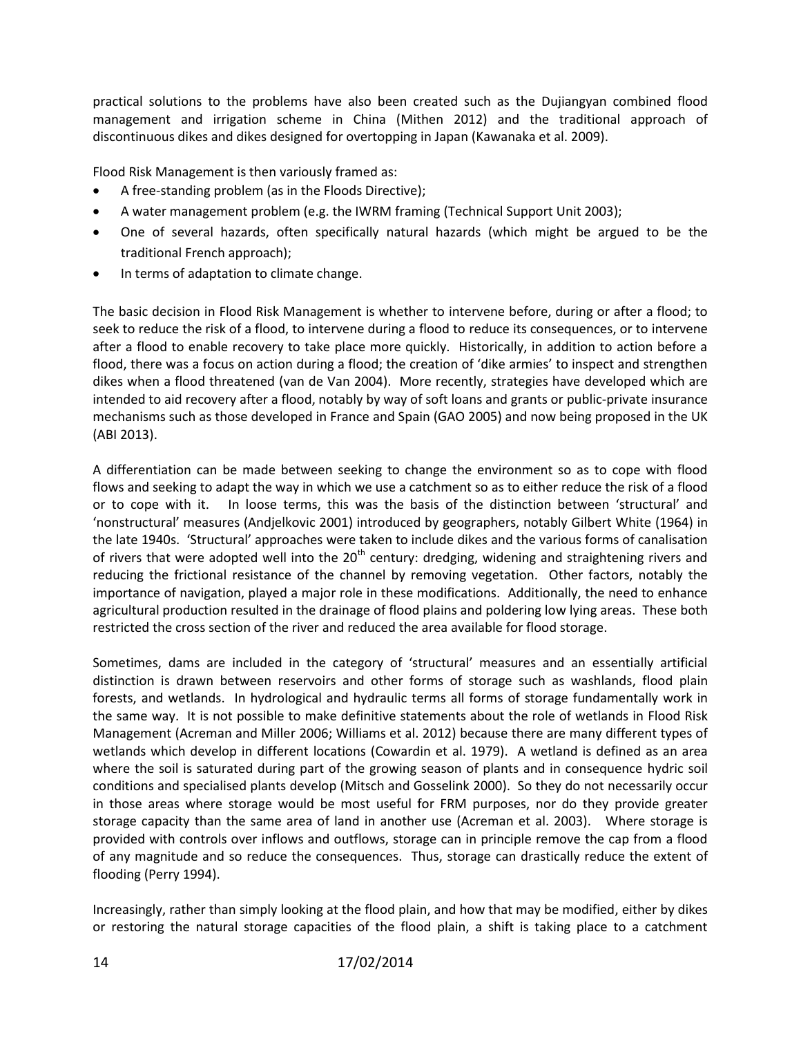practical solutions to the problems have also been created such as the Dujiangyan combined flood management and irrigation scheme in China (Mithen 2012) and the traditional approach of discontinuous dikes and dikes designed for overtopping in Japan (Kawanaka et al. 2009).

Flood Risk Management is then variously framed as:

- A free-standing problem (as in the Floods Directive);
- A water management problem (e.g. the IWRM framing (Technical Support Unit 2003);
- One of several hazards, often specifically natural hazards (which might be argued to be the traditional French approach);
- In terms of adaptation to climate change.

The basic decision in Flood Risk Management is whether to intervene before, during or after a flood; to seek to reduce the risk of a flood, to intervene during a flood to reduce its consequences, or to intervene after a flood to enable recovery to take place more quickly. Historically, in addition to action before a flood, there was a focus on action during a flood; the creation of 'dike armies' to inspect and strengthen dikes when a flood threatened (van de Van 2004). More recently, strategies have developed which are intended to aid recovery after a flood, notably by way of soft loans and grants or public-private insurance mechanisms such as those developed in France and Spain (GAO 2005) and now being proposed in the UK (ABI 2013).

A differentiation can be made between seeking to change the environment so as to cope with flood flows and seeking to adapt the way in which we use a catchment so as to either reduce the risk of a flood or to cope with it. In loose terms, this was the basis of the distinction between 'structural' and 'nonstructural' measures (Andjelkovic 2001) introduced by geographers, notably Gilbert White (1964) in the late 1940s. 'Structural' approaches were taken to include dikes and the various forms of canalisation of rivers that were adopted well into the 20th century: dredging, widening and straightening rivers and reducing the frictional resistance of the channel by removing vegetation. Other factors, notably the importance of navigation, played a major role in these modifications. Additionally, the need to enhance agricultural production resulted in the drainage of flood plains and poldering low lying areas. These both restricted the cross section of the river and reduced the area available for flood storage.

Sometimes, dams are included in the category of 'structural' measures and an essentially artificial distinction is drawn between reservoirs and other forms of storage such as washlands, flood plain forests, and wetlands. In hydrological and hydraulic terms all forms of storage fundamentally work in the same way. It is not possible to make definitive statements about the role of wetlands in Flood Risk Management (Acreman and Miller 2006; Williams et al. 2012) because there are many different types of wetlands which develop in different locations (Cowardin et al. 1979). A wetland is defined as an area where the soil is saturated during part of the growing season of plants and in consequence hydric soil conditions and specialised plants develop (Mitsch and Gosselink 2000). So they do not necessarily occur in those areas where storage would be most useful for FRM purposes, nor do they provide greater storage capacity than the same area of land in another use (Acreman et al. 2003). Where storage is provided with controls over inflows and outflows, storage can in principle remove the cap from a flood of any magnitude and so reduce the consequences. Thus, storage can drastically reduce the extent of flooding (Perry 1994).

Increasingly, rather than simply looking at the flood plain, and how that may be modified, either by dikes or restoring the natural storage capacities of the flood plain, a shift is taking place to a catchment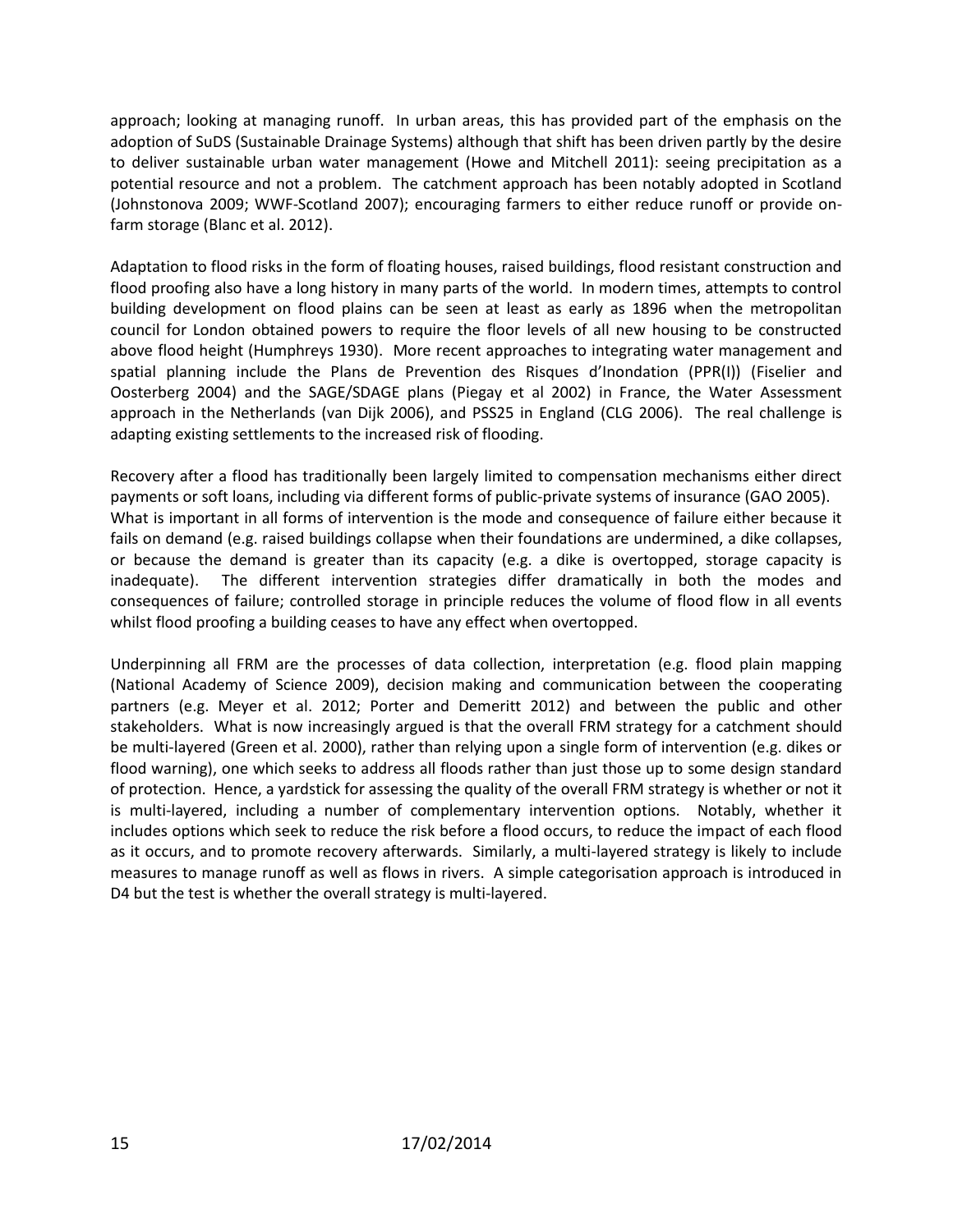approach; looking at managing runoff. In urban areas, this has provided part of the emphasis on the adoption of SuDS (Sustainable Drainage Systems) although that shift has been driven partly by the desire to deliver sustainable urban water management (Howe and Mitchell 2011): seeing precipitation as a potential resource and not a problem. The catchment approach has been notably adopted in Scotland (Johnstonova 2009; WWF-Scotland 2007); encouraging farmers to either reduce runoff or provide on-farm storage (Blanc et al. 2012).

Adaptation to flood risks in the form of floating houses, raised buildings, flood resistant construction and flood proofing also have a long history in many parts of the world. In modern times, attempts to control building development on flood plains can be seen at least as early as 1896 when the metropolitan council for London obtained powers to require the floor levels of all new housing to be constructed above flood height (Humphreys 1930). More recent approaches to integrating water management and spatial planning include the Plans de Prevention des Risques d'Inondation (PPR(I)) (Fiselier and Oosterberg 2004) and the SAGE/SDAGE plans (Piegay et al 2002) in France, the Water Assessment approach in the Netherlands (van Dijk 2006), and PSS25 in England (CLG 2006). The real challenge is adapting existing settlements to the increased risk of flooding.

Recovery after a flood has traditionally been largely limited to compensation mechanisms either direct payments or soft loans, including via different forms of public-private systems of insurance (GAO 2005).
What is important in all forms of intervention is the mode and consequence of failure either because it fails on demand (e.g. raised buildings collapse when their foundations are undermined, a dike collapses, or because the demand is greater than its capacity (e.g. a dike is overtopped, storage capacity is inadequate). The different intervention strategies differ dramatically in both the modes and consequences of failure; controlled storage in principle reduces the volume of flood flow in all events whilst flood proofing a building ceases to have any effect when overtopped.

Underpinning all FRM are the processes of data collection, interpretation (e.g. flood plain mapping (National Academy of Science 2009), decision making and communication between the cooperating partners (e.g. Meyer et al. 2012; Porter and Demeritt 2012) and between the public and other stakeholders. What is now increasingly argued is that the overall FRM strategy for a catchment should be multi-layered (Green et al. 2000), rather than relying upon a single form of intervention (e.g. dikes or flood warning), one which seeks to address all floods rather than just those up to some design standard of protection. Hence, a yardstick for assessing the quality of the overall FRM strategy is whether or not it is multi-layered, including a number of complementary intervention options. Notably, whether it includes options which seek to reduce the risk before a flood occurs, to reduce the impact of each flood as it occurs, and to promote recovery afterwards. Similarly, a multi-layered strategy is likely to include measures to manage runoff as well as flows in rivers. A simple categorisation approach is introduced in D4 but the test is whether the overall strategy is multi-layered.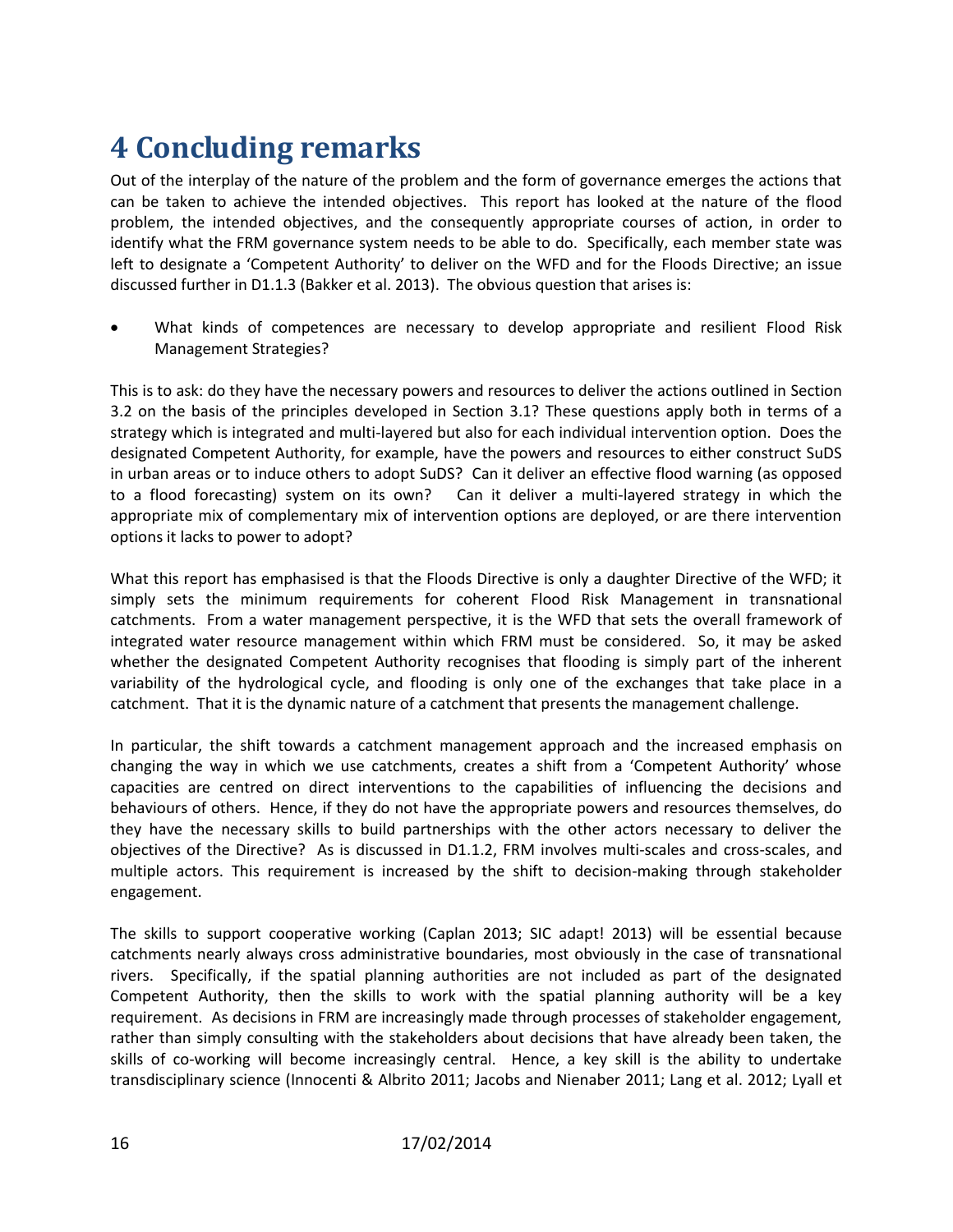# 4 Concluding remarks

Out of the interplay of the nature of the problem and the form of governance emerges the actions that can be taken to achieve the intended objectives. This report has looked at the nature of the flood problem, the intended objectives, and the consequently appropriate courses of action, in order to identify what the FRM governance system needs to be able to do. Specifically, each member state was left to designate a 'Competent Authority' to deliver on the WFD and for the Floods Directive; an issue discussed further in D1.1.3 (Bakker et al. 2013). The obvious question that arises is:

- What kinds of competences are necessary to develop appropriate and resilient Flood Risk Management Strategies?

This is to ask: do they have the necessary powers and resources to deliver the actions outlined in Section 3.2 on the basis of the principles developed in Section 3.1? These questions apply both in terms of a strategy which is integrated and multi-layered but also for each individual intervention option. Does the designated Competent Authority, for example, have the powers and resources to either construct SuDS in urban areas or to induce others to adopt SuDS? Can it deliver an effective flood warning (as opposed to a flood forecasting) system on its own? Can it deliver a multi-layered strategy in which the appropriate mix of complementary mix of intervention options are deployed, or are there intervention options it lacks to power to adopt?

What this report has emphasised is that the Floods Directive is only a daughter Directive of the WFD; it simply sets the minimum requirements for coherent Flood Risk Management in transnational catchments. From a water management perspective, it is the WFD that sets the overall framework of integrated water resource management within which FRM must be considered. So, it may be asked whether the designated Competent Authority recognises that flooding is simply part of the inherent variability of the hydrological cycle, and flooding is only one of the exchanges that take place in a catchment. That it is the dynamic nature of a catchment that presents the management challenge.

In particular, the shift towards a catchment management approach and the increased emphasis on changing the way in which we use catchments, creates a shift from a 'Competent Authority' whose capacities are centred on direct interventions to the capabilities of influencing the decisions and behaviours of others. Hence, if they do not have the appropriate powers and resources themselves, do they have the necessary skills to build partnerships with the other actors necessary to deliver the objectives of the Directive? As is discussed in D1.1.2, FRM involves multi-scales and cross-scales, and multiple actors. This requirement is increased by the shift to decision-making through stakeholder engagement.

The skills to support cooperative working (Caplan 2013; SIC adapt! 2013) will be essential because catchments nearly always cross administrative boundaries, most obviously in the case of transnational rivers. Specifically, if the spatial planning authorities are not included as part of the designated Competent Authority, then the skills to work with the spatial planning authority will be a key requirement. As decisions in FRM are increasingly made through processes of stakeholder engagement, rather than simply consulting with the stakeholders about decisions that have already been taken, the skills of co-working will become increasingly central. Hence, a key skill is the ability to undertake transdisciplinary science (Innocenti & Albrito 2011; Jacobs and Nienaber 2011; Lang et al. 2012; Lyall et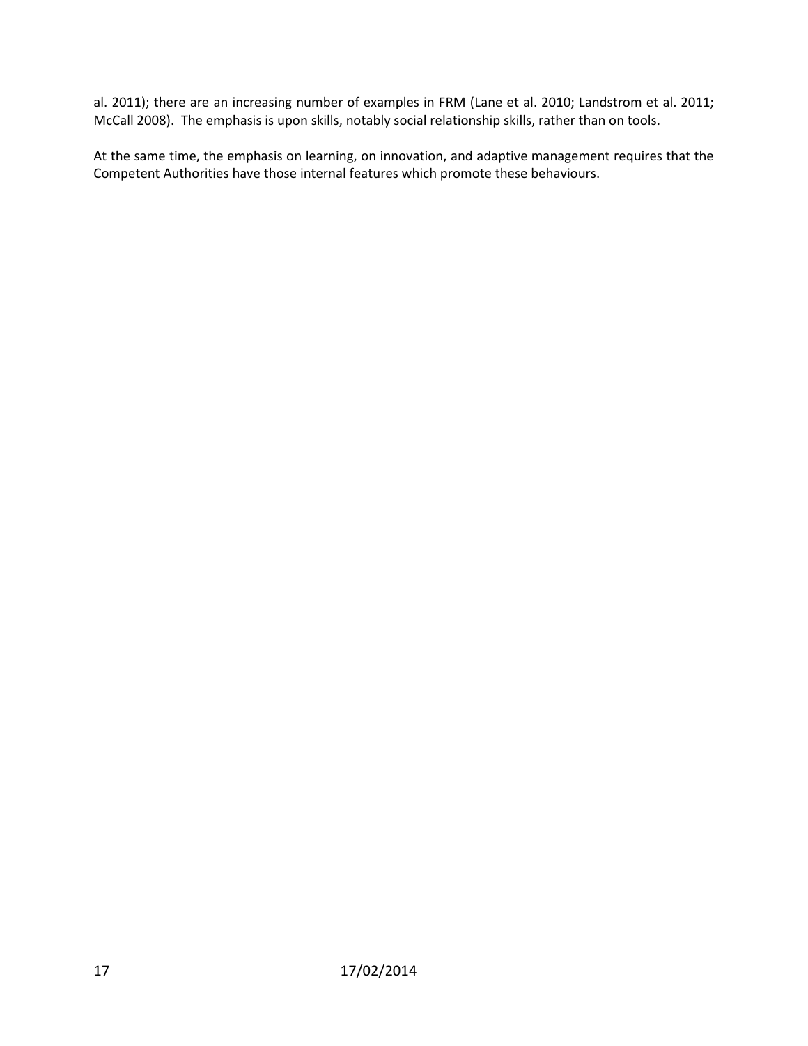al. 2011); there are an increasing number of examples in FRM (Lane et al. 2010; Landstrom et al. 2011; McCall 2008). The emphasis is upon skills, notably social relationship skills, rather than on tools.

At the same time, the emphasis on learning, on innovation, and adaptive management requires that the Competent Authorities have those internal features which promote these behaviours.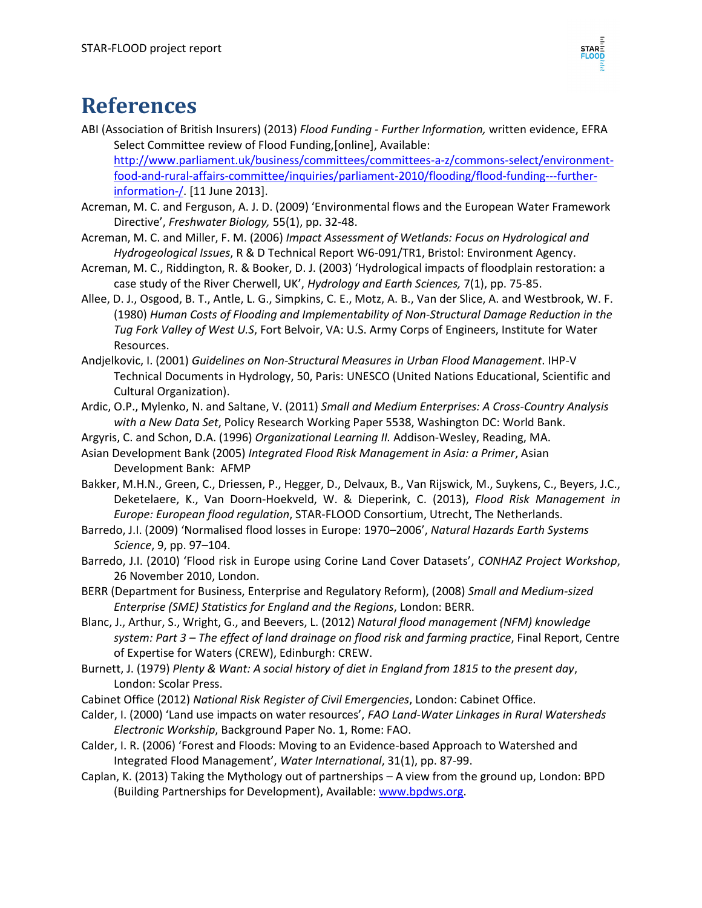# References

ABI (Association of British Insurers) (2013) *Flood Funding - Further Information,* written evidence, EFRA Select Committee review of Flood Funding,[online], Available: http://www.parliament.uk/business/committees/committees-a-z/commons-select/environment-food-and-rural-affairs-committee/inquiries/parliament-2010/flooding/flood-funding---further-information-/. [11 June 2013].

Acreman, M. C. and Ferguson, A. J. D. (2009) 'Environmental flows and the European Water Framework Directive', *Freshwater Biology,* 55(1), pp. 32-48.

Acreman, M. C. and Miller, F. M. (2006) *Impact Assessment of Wetlands: Focus on Hydrological and Hydrogeological Issues*, R & D Technical Report W6-091/TR1, Bristol: Environment Agency.

Acreman, M. C., Riddington, R. & Booker, D. J. (2003) 'Hydrological impacts of floodplain restoration: a case study of the River Cherwell, UK', *Hydrology and Earth Sciences,* 7(1), pp. 75-85.

Allee, D. J., Osgood, B. T., Antle, L. G., Simpkins, C. E., Motz, A. B., Van der Slice, A. and Westbrook, W. F. (1980) *Human Costs of Flooding and Implementability of Non-Structural Damage Reduction in the Tug Fork Valley of West U.S*, Fort Belvoir, VA: U.S. Army Corps of Engineers, Institute for Water Resources.

Andjelkovic, I. (2001) *Guidelines on Non-Structural Measures in Urban Flood Management*. IHP-V Technical Documents in Hydrology, 50, Paris: UNESCO (United Nations Educational, Scientific and Cultural Organization).

Ardic, O.P., Mylenko, N. and Saltane, V. (2011) *Small and Medium Enterprises: A Cross-Country Analysis with a New Data Set*, Policy Research Working Paper 5538, Washington DC: World Bank.

Argyris, C. and Schon, D.A. (1996) *Organizational Learning II.* Addison-Wesley, Reading, MA.

Asian Development Bank (2005) *Integrated Flood Risk Management in Asia: a Primer*, Asian Development Bank: AFMP

Bakker, M.H.N., Green, C., Driessen, P., Hegger, D., Delvaux, B., Van Rijswick, M., Suykens, C., Beyers, J.C., Deketelaere, K., Van Doorn-Hoekveld, W. & Dieperink, C. (2013), *Flood Risk Management in Europe: European flood regulation*, STAR-FLOOD Consortium, Utrecht, The Netherlands.

Barredo, J.I. (2009) 'Normalised flood losses in Europe: 1970–2006', *Natural Hazards Earth Systems Science*, 9, pp. 97–104.

Barredo, J.I. (2010) 'Flood risk in Europe using Corine Land Cover Datasets', *CONHAZ Project Workshop*, 26 November 2010, London.

BERR (Department for Business, Enterprise and Regulatory Reform), (2008) *Small and Medium-sized Enterprise (SME) Statistics for England and the Regions*, London: BERR.

Blanc, J., Arthur, S., Wright, G., and Beevers, L. (2012) *Natural flood management (NFM) knowledge system: Part 3 – The effect of land drainage on flood risk and farming practice*, Final Report, Centre of Expertise for Waters (CREW), Edinburgh: CREW.

Burnett, J. (1979) *Plenty & Want: A social history of diet in England from 1815 to the present day*, London: Scolar Press.

Cabinet Office (2012) *National Risk Register of Civil Emergencies*, London: Cabinet Office.

Calder, I. (2000) 'Land use impacts on water resources', *FAO Land-Water Linkages in Rural Watersheds Electronic Workship*, Background Paper No. 1, Rome: FAO.

Calder, I. R. (2006) 'Forest and Floods: Moving to an Evidence-based Approach to Watershed and Integrated Flood Management', *Water International*, 31(1), pp. 87-99.

Caplan, K. (2013) Taking the Mythology out of partnerships – A view from the ground up, London: BPD (Building Partnerships for Development), Available: www.bpdws.org.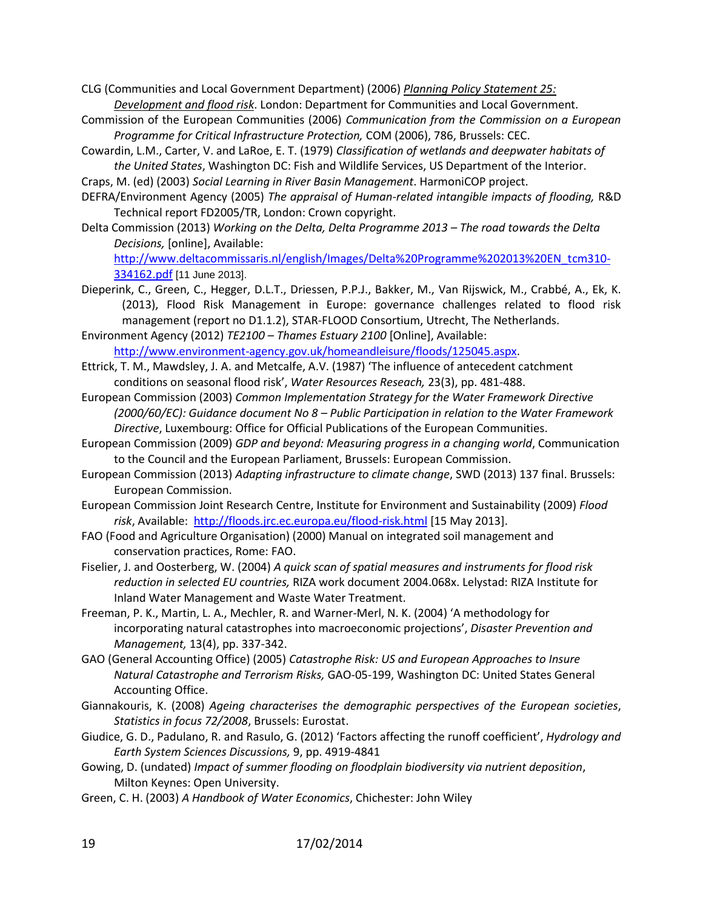CLG (Communities and Local Government Department) (2006) *Planning Policy Statement 25: Development and flood risk*. London: Department for Communities and Local Government.

Commission of the European Communities (2006) *Communication from the Commission on a European Programme for Critical Infrastructure Protection,* COM (2006), 786, Brussels: CEC.

Cowardin, L.M., Carter, V. and LaRoe, E. T. (1979) *Classification of wetlands and deepwater habitats of the United States*, Washington DC: Fish and Wildlife Services, US Department of the Interior.

Craps, M. (ed) (2003) *Social Learning in River Basin Management*. HarmoniCOP project.

DEFRA/Environment Agency (2005) *The appraisal of Human-related intangible impacts of flooding,* R&D Technical report FD2005/TR, London: Crown copyright.

Delta Commission (2013) *Working on the Delta, Delta Programme 2013 – The road towards the Delta Decisions,* [online], Available: http://www.deltacommissaris.nl/english/Images/Delta%20Programme%202013%20EN_tcm310-334162.pdf [11 June 2013].

Dieperink, C., Green, C., Hegger, D.L.T., Driessen, P.P.J., Bakker, M., Van Rijswick, M., Crabbé, A., Ek, K. (2013), Flood Risk Management in Europe: governance challenges related to flood risk management (report no D1.1.2), STAR-FLOOD Consortium, Utrecht, The Netherlands.

Environment Agency (2012) *TE2100 – Thames Estuary 2100* [Online], Available: http://www.environment-agency.gov.uk/homeandleisure/floods/125045.aspx.

Ettrick, T. M., Mawdsley, J. A. and Metcalfe, A.V. (1987) 'The influence of antecedent catchment conditions on seasonal flood risk', *Water Resources Reseach,* 23(3), pp. 481-488.

European Commission (2003) *Common Implementation Strategy for the Water Framework Directive (2000/60/EC): Guidance document No 8 – Public Participation in relation to the Water Framework Directive*, Luxembourg: Office for Official Publications of the European Communities.

European Commission (2009) *GDP and beyond: Measuring progress in a changing world*, Communication to the Council and the European Parliament, Brussels: European Commission.

European Commission (2013) *Adapting infrastructure to climate change*, SWD (2013) 137 final. Brussels: European Commission.

European Commission Joint Research Centre, Institute for Environment and Sustainability (2009) *Flood risk*, Available: http://floods.jrc.ec.europa.eu/flood-risk.html [15 May 2013].

FAO (Food and Agriculture Organisation) (2000) Manual on integrated soil management and conservation practices, Rome: FAO.

Fiselier, J. and Oosterberg, W. (2004) *A quick scan of spatial measures and instruments for flood risk reduction in selected EU countries,* RIZA work document 2004.068x. Lelystad: RIZA Institute for Inland Water Management and Waste Water Treatment.

Freeman, P. K., Martin, L. A., Mechler, R. and Warner-Merl, N. K. (2004) 'A methodology for incorporating natural catastrophes into macroeconomic projections', *Disaster Prevention and Management,* 13(4), pp. 337-342.

GAO (General Accounting Office) (2005) *Catastrophe Risk: US and European Approaches to Insure Natural Catastrophe and Terrorism Risks,* GAO-05-199, Washington DC: United States General Accounting Office.

Giannakouris, K. (2008) *Ageing characterises the demographic perspectives of the European societies*, *Statistics in focus 72/2008*, Brussels: Eurostat.

Giudice, G. D., Padulano, R. and Rasulo, G. (2012) 'Factors affecting the runoff coefficient', *Hydrology and Earth System Sciences Discussions,* 9, pp. 4919-4841

Gowing, D. (undated) *Impact of summer flooding on floodplain biodiversity via nutrient deposition*, Milton Keynes: Open University.

Green, C. H. (2003) *A Handbook of Water Economics*, Chichester: John Wiley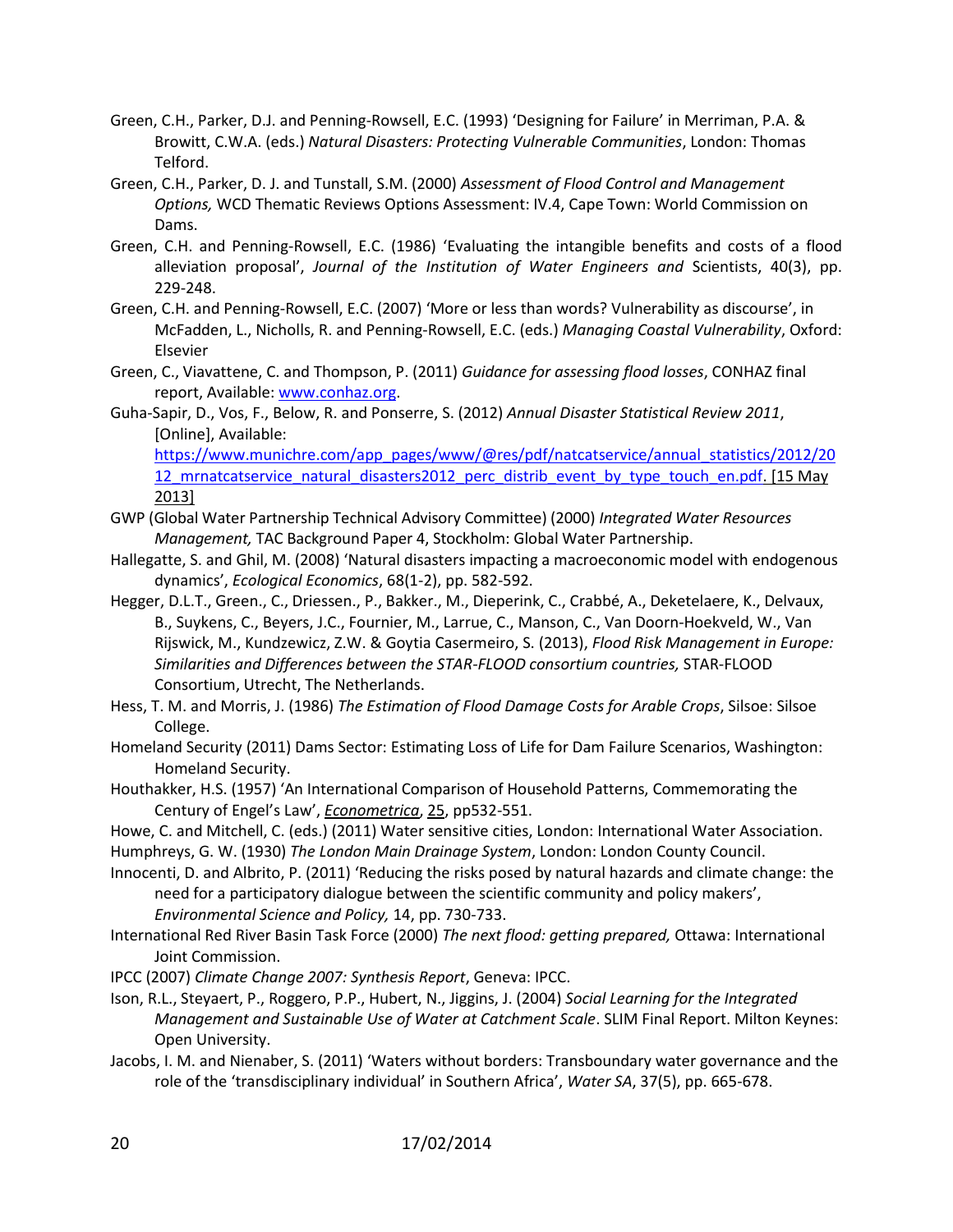Green, C.H., Parker, D.J. and Penning-Rowsell, E.C. (1993) 'Designing for Failure' in Merriman, P.A. & Browitt, C.W.A. (eds.) *Natural Disasters: Protecting Vulnerable Communities*, London: Thomas Telford.

Green, C.H., Parker, D. J. and Tunstall, S.M. (2000) *Assessment of Flood Control and Management Options,* WCD Thematic Reviews Options Assessment: IV.4, Cape Town: World Commission on Dams.

Green, C.H. and Penning-Rowsell, E.C. (1986) 'Evaluating the intangible benefits and costs of a flood alleviation proposal', *Journal of the Institution of Water Engineers and* Scientists, 40(3), pp. 229-248.

Green, C.H. and Penning-Rowsell, E.C. (2007) 'More or less than words? Vulnerability as discourse', in McFadden, L., Nicholls, R. and Penning-Rowsell, E.C. (eds.) *Managing Coastal Vulnerability*, Oxford: Elsevier

Green, C., Viavattene, C. and Thompson, P. (2011) *Guidance for assessing flood losses*, CONHAZ final report, Available: www.conhaz.org.

Guha-Sapir, D., Vos, F., Below, R. and Ponserre, S. (2012) *Annual Disaster Statistical Review 2011*, [Online], Available: https://www.munichre.com/app_pages/www/@res/pdf/natcatservice/annual_statistics/2012/2012_mrnatcatservice_natural_disasters2012_perc_distrib_event_by_type_touch_en.pdf. [15 May 2013]

GWP (Global Water Partnership Technical Advisory Committee) (2000) *Integrated Water Resources Management,* TAC Background Paper 4, Stockholm: Global Water Partnership.

Hallegatte, S. and Ghil, M. (2008) 'Natural disasters impacting a macroeconomic model with endogenous dynamics', *Ecological Economics*, 68(1-2), pp. 582-592.

Hegger, D.L.T., Green., C., Driessen., P., Bakker., M., Dieperink, C., Crabbé, A., Deketelaere, K., Delvaux, B., Suykens, C., Beyers, J.C., Fournier, M., Larrue, C., Manson, C., Van Doorn-Hoekveld, W., Van Rijswick, M., Kundzewicz, Z.W. & Goytia Casermeiro, S. (2013), *Flood Risk Management in Europe: Similarities and Differences between the STAR-FLOOD consortium countries,* STAR-FLOOD Consortium, Utrecht, The Netherlands.

Hess, T. M. and Morris, J. (1986) *The Estimation of Flood Damage Costs for Arable Crops*, Silsoe: Silsoe College.

Homeland Security (2011) Dams Sector: Estimating Loss of Life for Dam Failure Scenarios, Washington: Homeland Security.

Houthakker, H.S. (1957) 'An International Comparison of Household Patterns, Commemorating the Century of Engel's Law', *Econometrica*, 25, pp532-551.

Howe, C. and Mitchell, C. (eds.) (2011) Water sensitive cities, London: International Water Association.

Humphreys, G. W. (1930) *The London Main Drainage System*, London: London County Council.

Innocenti, D. and Albrito, P. (2011) 'Reducing the risks posed by natural hazards and climate change: the need for a participatory dialogue between the scientific community and policy makers', *Environmental Science and Policy,* 14, pp. 730-733.

International Red River Basin Task Force (2000) *The next flood: getting prepared,* Ottawa: International Joint Commission.

IPCC (2007) *Climate Change 2007: Synthesis Report*, Geneva: IPCC.

Ison, R.L., Steyaert, P., Roggero, P.P., Hubert, N., Jiggins, J. (2004) *Social Learning for the Integrated Management and Sustainable Use of Water at Catchment Scale*. SLIM Final Report. Milton Keynes: Open University.

Jacobs, I. M. and Nienaber, S. (2011) 'Waters without borders: Transboundary water governance and the role of the 'transdisciplinary individual' in Southern Africa', *Water SA*, 37(5), pp. 665-678.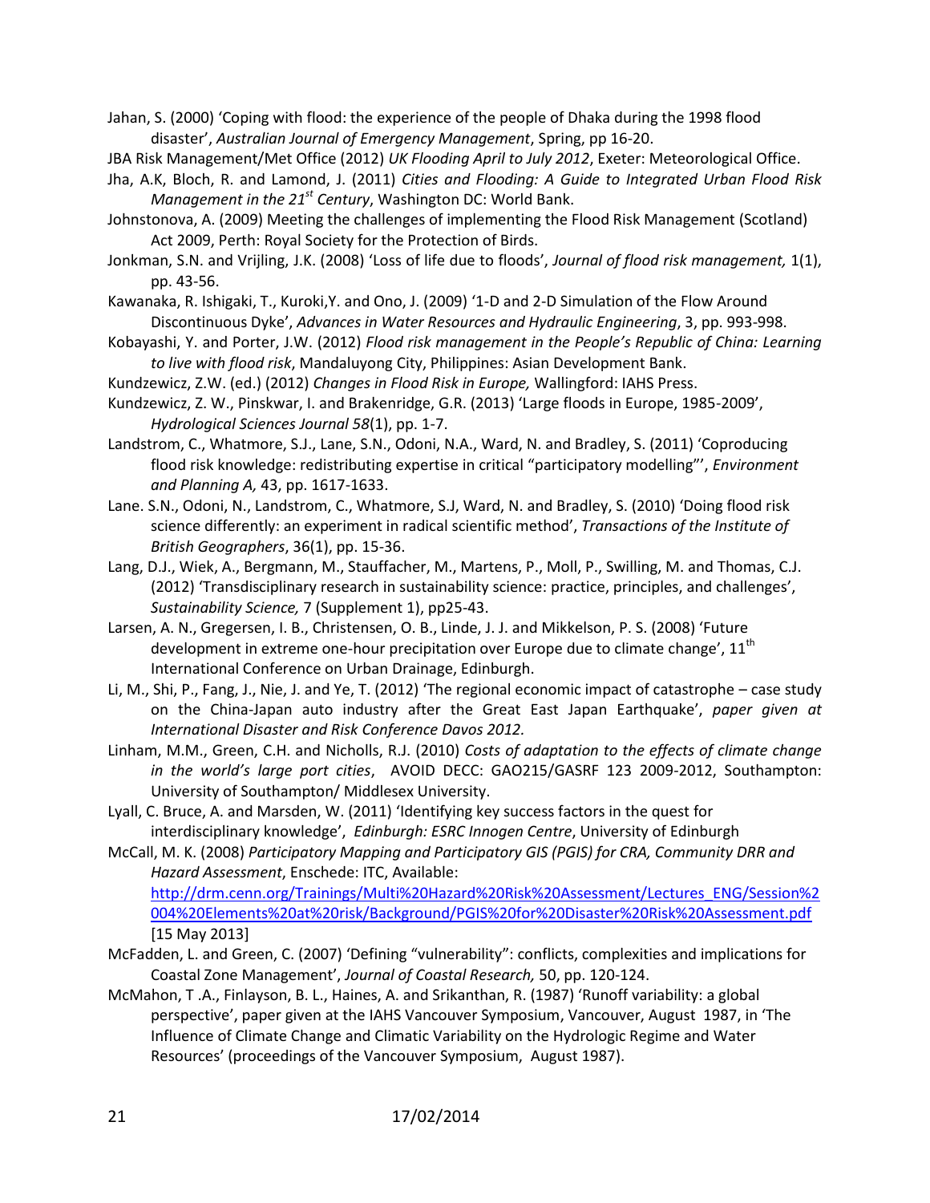Jahan, S. (2000) 'Coping with flood: the experience of the people of Dhaka during the 1998 flood disaster', *Australian Journal of Emergency Management*, Spring, pp 16-20.

JBA Risk Management/Met Office (2012) *UK Flooding April to July 2012*, Exeter: Meteorological Office.

Jha, A.K, Bloch, R. and Lamond, J. (2011) *Cities and Flooding: A Guide to Integrated Urban Flood Risk Management in the 21st Century*, Washington DC: World Bank.

Johnstonova, A. (2009) Meeting the challenges of implementing the Flood Risk Management (Scotland) Act 2009, Perth: Royal Society for the Protection of Birds.

Jonkman, S.N. and Vrijling, J.K. (2008) 'Loss of life due to floods', *Journal of flood risk management,* 1(1), pp. 43-56.

Kawanaka, R. Ishigaki, T., Kuroki,Y. and Ono, J. (2009) '1-D and 2-D Simulation of the Flow Around Discontinuous Dyke', *Advances in Water Resources and Hydraulic Engineering*, 3, pp. 993-998.

Kobayashi, Y. and Porter, J.W. (2012) *Flood risk management in the People's Republic of China: Learning to live with flood risk*, Mandaluyong City, Philippines: Asian Development Bank.

Kundzewicz, Z.W. (ed.) (2012) *Changes in Flood Risk in Europe,* Wallingford: IAHS Press.

Kundzewicz, Z. W., Pinskwar, I. and Brakenridge, G.R. (2013) 'Large floods in Europe, 1985-2009', *Hydrological Sciences Journal 58*(1), pp. 1-7.

Landstrom, C., Whatmore, S.J., Lane, S.N., Odoni, N.A., Ward, N. and Bradley, S. (2011) 'Coproducing flood risk knowledge: redistributing expertise in critical "participatory modelling"', *Environment and Planning A,* 43, pp. 1617-1633.

Lane. S.N., Odoni, N., Landstrom, C., Whatmore, S.J, Ward, N. and Bradley, S. (2010) 'Doing flood risk science differently: an experiment in radical scientific method', *Transactions of the Institute of British Geographers*, 36(1), pp. 15-36.

Lang, D.J., Wiek, A., Bergmann, M., Stauffacher, M., Martens, P., Moll, P., Swilling, M. and Thomas, C.J. (2012) 'Transdisciplinary research in sustainability science: practice, principles, and challenges', *Sustainability Science,* 7 (Supplement 1), pp25-43.

Larsen, A. N., Gregersen, I. B., Christensen, O. B., Linde, J. J. and Mikkelson, P. S. (2008) 'Future development in extreme one-hour precipitation over Europe due to climate change', 11th International Conference on Urban Drainage, Edinburgh.

Li, M., Shi, P., Fang, J., Nie, J. and Ye, T. (2012) 'The regional economic impact of catastrophe – case study on the China-Japan auto industry after the Great East Japan Earthquake', *paper given at International Disaster and Risk Conference Davos 2012.*

Linham, M.M., Green, C.H. and Nicholls, R.J. (2010) *Costs of adaptation to the effects of climate change in the world's large port cities*, AVOID DECC: GAO215/GASRF 123 2009-2012, Southampton: University of Southampton/ Middlesex University.

Lyall, C. Bruce, A. and Marsden, W. (2011) 'Identifying key success factors in the quest for interdisciplinary knowledge', *Edinburgh: ESRC Innogen Centre*, University of Edinburgh

McCall, M. K. (2008) *Participatory Mapping and Participatory GIS (PGIS) for CRA, Community DRR and Hazard Assessment*, Enschede: ITC, Available: http://drm.cenn.org/Trainings/Multi%20Hazard%20Risk%20Assessment/Lectures_ENG/Session%2004%20Elements%20at%20risk/Background/PGIS%20for%20Disaster%20Risk%20Assessment.pdf [15 May 2013]

McFadden, L. and Green, C. (2007) 'Defining "vulnerability": conflicts, complexities and implications for Coastal Zone Management', *Journal of Coastal Research,* 50, pp. 120-124.

McMahon, T .A., Finlayson, B. L., Haines, A. and Srikanthan, R. (1987) 'Runoff variability: a global perspective', paper given at the IAHS Vancouver Symposium, Vancouver, August 1987, in 'The Influence of Climate Change and Climatic Variability on the Hydrologic Regime and Water Resources' (proceedings of the Vancouver Symposium, August 1987).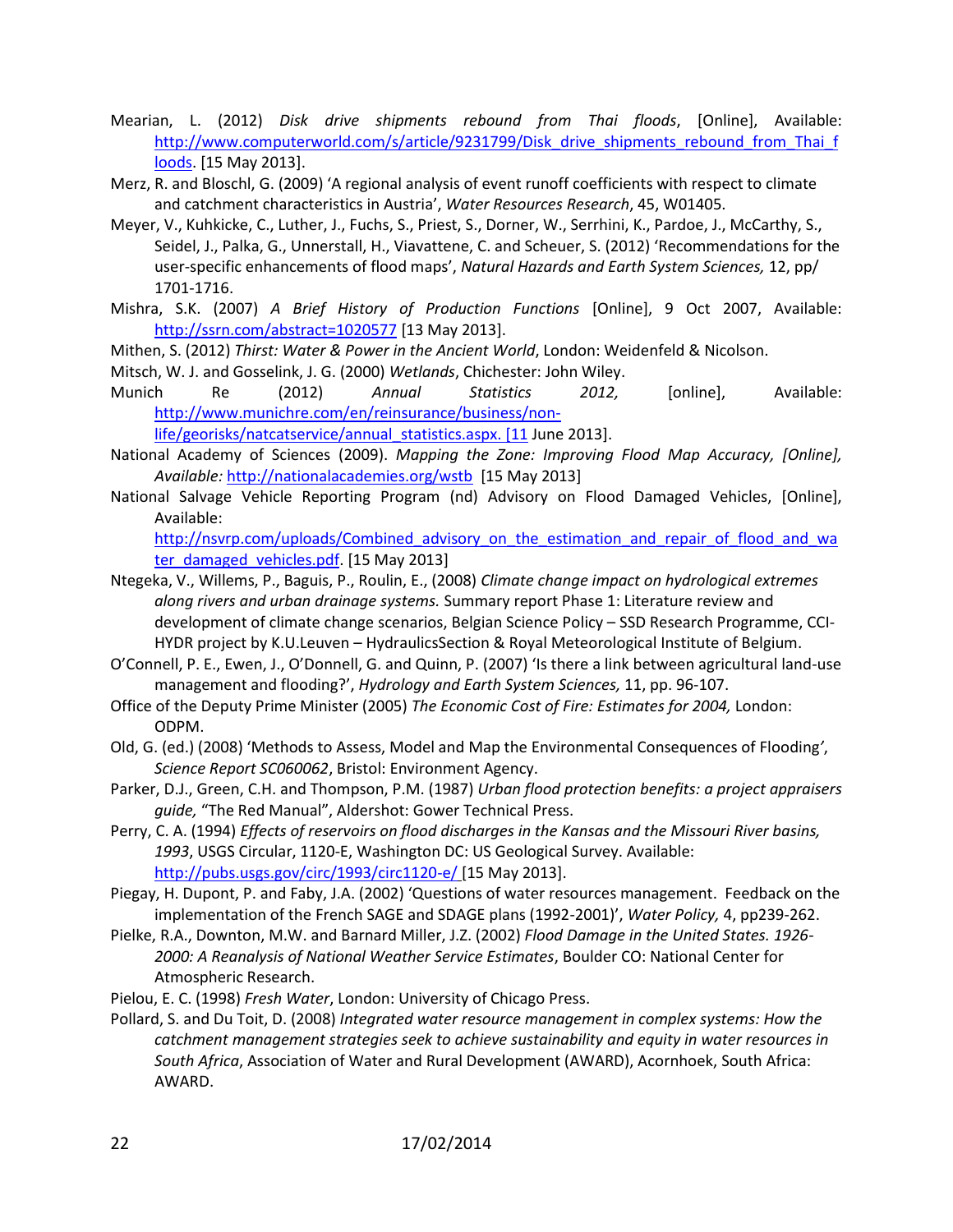Mearian, L. (2012) *Disk drive shipments rebound from Thai floods*, [Online], Available: http://www.computerworld.com/s/article/9231799/Disk_drive_shipments_rebound_from_Thai_floods. [15 May 2013].

Merz, R. and Bloschl, G. (2009) 'A regional analysis of event runoff coefficients with respect to climate and catchment characteristics in Austria', *Water Resources Research*, 45, W01405.

Meyer, V., Kuhkicke, C., Luther, J., Fuchs, S., Priest, S., Dorner, W., Serrhini, K., Pardoe, J., McCarthy, S., Seidel, J., Palka, G., Unnerstall, H., Viavattene, C. and Scheuer, S. (2012) 'Recommendations for the user-specific enhancements of flood maps', *Natural Hazards and Earth System Sciences,* 12, pp/ 1701-1716.

Mishra, S.K. (2007) *A Brief History of Production Functions* [Online], 9 Oct 2007, Available: http://ssrn.com/abstract=1020577 [13 May 2013].

Mithen, S. (2012) *Thirst: Water & Power in the Ancient World*, London: Weidenfeld & Nicolson.

Mitsch, W. J. and Gosselink, J. G. (2000) *Wetlands*, Chichester: John Wiley.

Munich Re (2012) *Annual Statistics 2012,* [online], Available: http://www.munichre.com/en/reinsurance/business/non-life/georisks/natcatservice/annual_statistics.aspx. [11 June 2013].

National Academy of Sciences (2009). *Mapping the Zone: Improving Flood Map Accuracy, [Online], Available:* http://nationalacademies.org/wstb [15 May 2013]

National Salvage Vehicle Reporting Program (nd) Advisory on Flood Damaged Vehicles, [Online], Available: http://nsvrp.com/uploads/Combined_advisory_on_the_estimation_and_repair_of_flood_and_water_damaged_vehicles.pdf. [15 May 2013]

Ntegeka, V., Willems, P., Baguis, P., Roulin, E., (2008) *Climate change impact on hydrological extremes along rivers and urban drainage systems.* Summary report Phase 1: Literature review and development of climate change scenarios, Belgian Science Policy – SSD Research Programme, CCI-HYDR project by K.U.Leuven – HydraulicsSection & Royal Meteorological Institute of Belgium.

O'Connell, P. E., Ewen, J., O'Donnell, G. and Quinn, P. (2007) 'Is there a link between agricultural land-use management and flooding?', *Hydrology and Earth System Sciences,* 11, pp. 96-107.

Office of the Deputy Prime Minister (2005) *The Economic Cost of Fire: Estimates for 2004,* London: ODPM.

Old, G. (ed.) (2008) 'Methods to Assess, Model and Map the Environmental Consequences of Flooding', *Science Report SC060062*, Bristol: Environment Agency.

Parker, D.J., Green, C.H. and Thompson, P.M. (1987) *Urban flood protection benefits: a project appraisers guide,* "The Red Manual", Aldershot: Gower Technical Press.

Perry, C. A. (1994) *Effects of reservoirs on flood discharges in the Kansas and the Missouri River basins, 1993*, USGS Circular, 1120-E, Washington DC: US Geological Survey. Available: http://pubs.usgs.gov/circ/1993/circ1120-e/ [15 May 2013].

Piegay, H. Dupont, P. and Faby, J.A. (2002) 'Questions of water resources management. Feedback on the implementation of the French SAGE and SDAGE plans (1992-2001)', *Water Policy,* 4, pp239-262.

Pielke, R.A., Downton, M.W. and Barnard Miller, J.Z. (2002) *Flood Damage in the United States. 1926-2000: A Reanalysis of National Weather Service Estimates*, Boulder CO: National Center for Atmospheric Research.

Pielou, E. C. (1998) *Fresh Water*, London: University of Chicago Press.

Pollard, S. and Du Toit, D. (2008) *Integrated water resource management in complex systems: How the catchment management strategies seek to achieve sustainability and equity in water resources in South Africa*, Association of Water and Rural Development (AWARD), Acornhoek, South Africa: AWARD.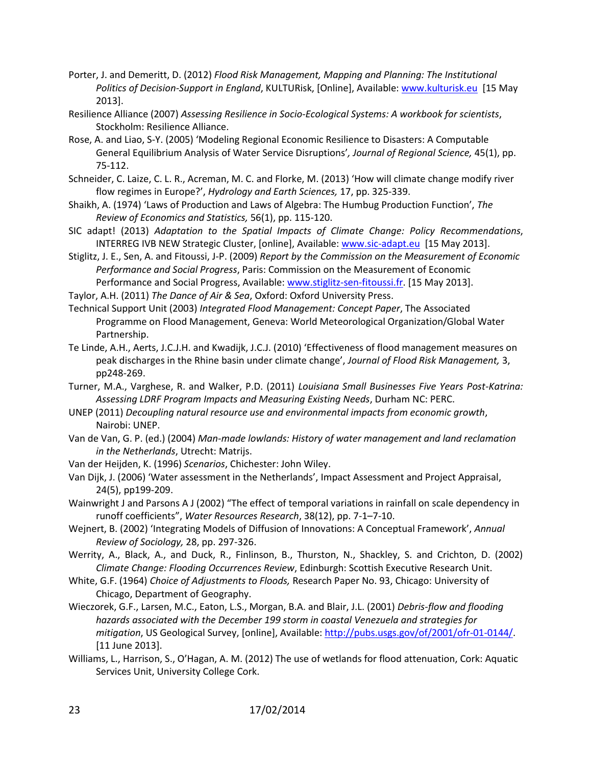Porter, J. and Demeritt, D. (2012) *Flood Risk Management, Mapping and Planning: The Institutional Politics of Decision-Support in England*, KULTURisk, [Online], Available: www.kulturisk.eu [15 May 2013].

Resilience Alliance (2007) *Assessing Resilience in Socio-Ecological Systems: A workbook for scientists*, Stockholm: Resilience Alliance.

Rose, A. and Liao, S-Y. (2005) 'Modeling Regional Economic Resilience to Disasters: A Computable General Equilibrium Analysis of Water Service Disruptions', *Journal of Regional Science,* 45(1), pp. 75-112.

Schneider, C. Laize, C. L. R., Acreman, M. C. and Florke, M. (2013) 'How will climate change modify river flow regimes in Europe?', *Hydrology and Earth Sciences,* 17, pp. 325-339.

Shaikh, A. (1974) 'Laws of Production and Laws of Algebra: The Humbug Production Function', *The Review of Economics and Statistics,* 56(1), pp. 115-120.

SIC adapt! (2013) *Adaptation to the Spatial Impacts of Climate Change: Policy Recommendations*, INTERREG IVB NEW Strategic Cluster, [online], Available: www.sic-adapt.eu [15 May 2013].

Stiglitz, J. E., Sen, A. and Fitoussi, J-P. (2009) *Report by the Commission on the Measurement of Economic Performance and Social Progress*, Paris: Commission on the Measurement of Economic Performance and Social Progress, Available: www.stiglitz-sen-fitoussi.fr. [15 May 2013].

Taylor, A.H. (2011) *The Dance of Air & Sea*, Oxford: Oxford University Press.

Technical Support Unit (2003) *Integrated Flood Management: Concept Paper*, The Associated Programme on Flood Management, Geneva: World Meteorological Organization/Global Water Partnership.

Te Linde, A.H., Aerts, J.C.J.H. and Kwadijk, J.C.J. (2010) 'Effectiveness of flood management measures on peak discharges in the Rhine basin under climate change', *Journal of Flood Risk Management,* 3, pp248-269.

Turner, M.A., Varghese, R. and Walker, P.D. (2011) *Louisiana Small Businesses Five Years Post-Katrina: Assessing LDRF Program Impacts and Measuring Existing Needs*, Durham NC: PERC.

UNEP (2011) *Decoupling natural resource use and environmental impacts from economic growth*, Nairobi: UNEP.

Van de Van, G. P. (ed.) (2004) *Man-made lowlands: History of water management and land reclamation in the Netherlands*, Utrecht: Matrijs.

Van der Heijden, K. (1996) *Scenarios*, Chichester: John Wiley.

Van Dijk, J. (2006) 'Water assessment in the Netherlands', Impact Assessment and Project Appraisal, 24(5), pp199-209.

Wainwright J and Parsons A J (2002) "The effect of temporal variations in rainfall on scale dependency in runoff coefficients", *Water Resources Research*, 38(12), pp. 7-1–7-10.

Wejnert, B. (2002) 'Integrating Models of Diffusion of Innovations: A Conceptual Framework', *Annual Review of Sociology,* 28, pp. 297-326.

Werrity, A., Black, A., and Duck, R., Finlinson, B., Thurston, N., Shackley, S. and Crichton, D. (2002) *Climate Change: Flooding Occurrences Review*, Edinburgh: Scottish Executive Research Unit.

White, G.F. (1964) *Choice of Adjustments to Floods,* Research Paper No. 93, Chicago: University of Chicago, Department of Geography.

Wieczorek, G.F., Larsen, M.C., Eaton, L.S., Morgan, B.A. and Blair, J.L. (2001) *Debris-flow and flooding hazards associated with the December 199 storm in coastal Venezuela and strategies for mitigation*, US Geological Survey, [online], Available: http://pubs.usgs.gov/of/2001/ofr-01-0144/. [11 June 2013].

Williams, L., Harrison, S., O'Hagan, A. M. (2012) The use of wetlands for flood attenuation, Cork: Aquatic Services Unit, University College Cork.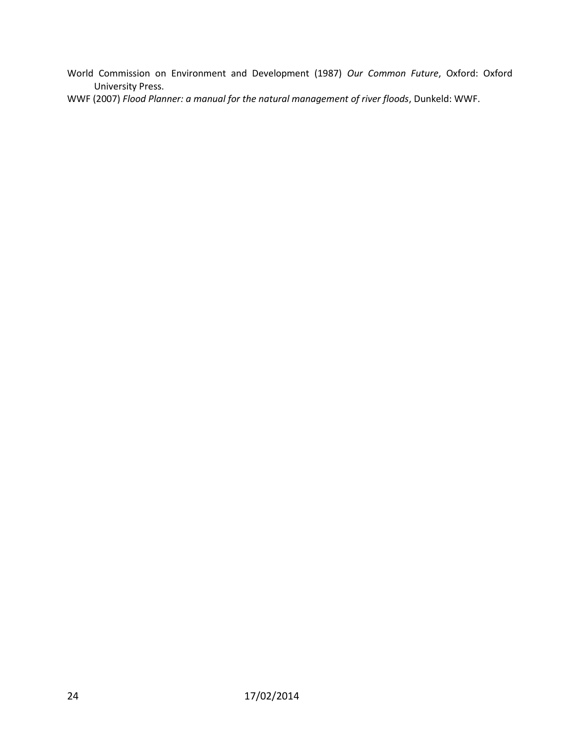World Commission on Environment and Development (1987) *Our Common Future*, Oxford: Oxford University Press.

WWF (2007) *Flood Planner: a manual for the natural management of river floods*, Dunkeld: WWF.